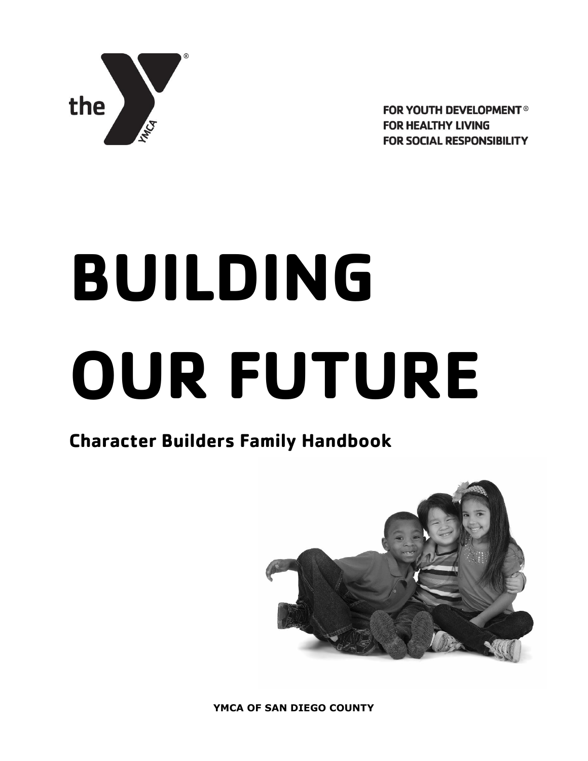FOR YOUTH DEVELOPMENT®
FOR HEALTHY LIVING
FOR SOCIAL RESPONSIBILITY

# BUILDING OUR FUTURE

## Character Builders Family Handbook

**YMCA OF SAN DIEGO COUNTY**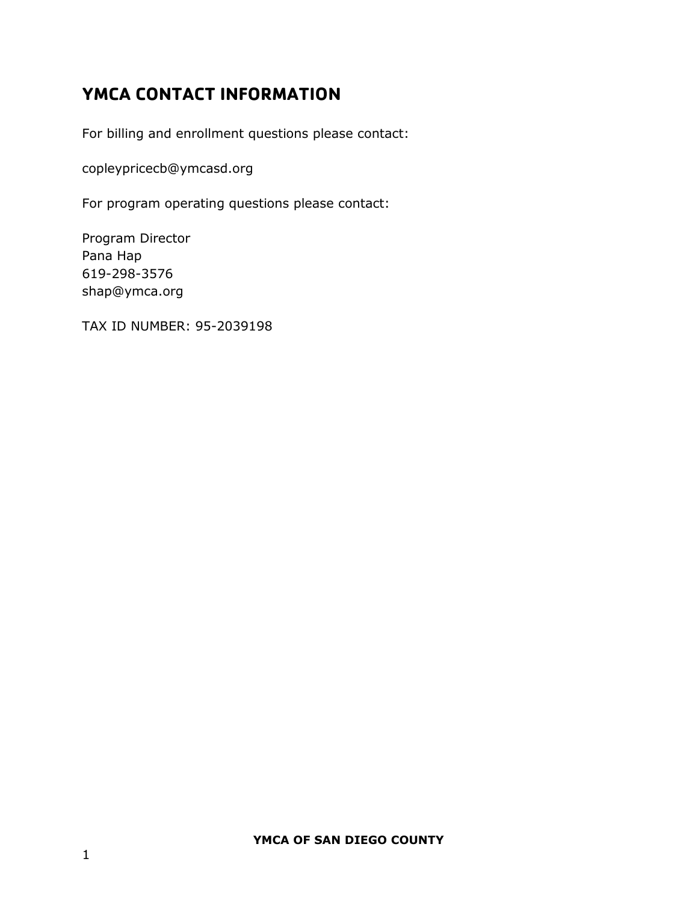## YMCA CONTACT INFORMATION

For billing and enrollment questions please contact:

copleypricecb@ymcasd.org

For program operating questions please contact:

Program Director
Pana Hap
619-298-3576
shap@ymca.org

TAX ID NUMBER: 95-2039198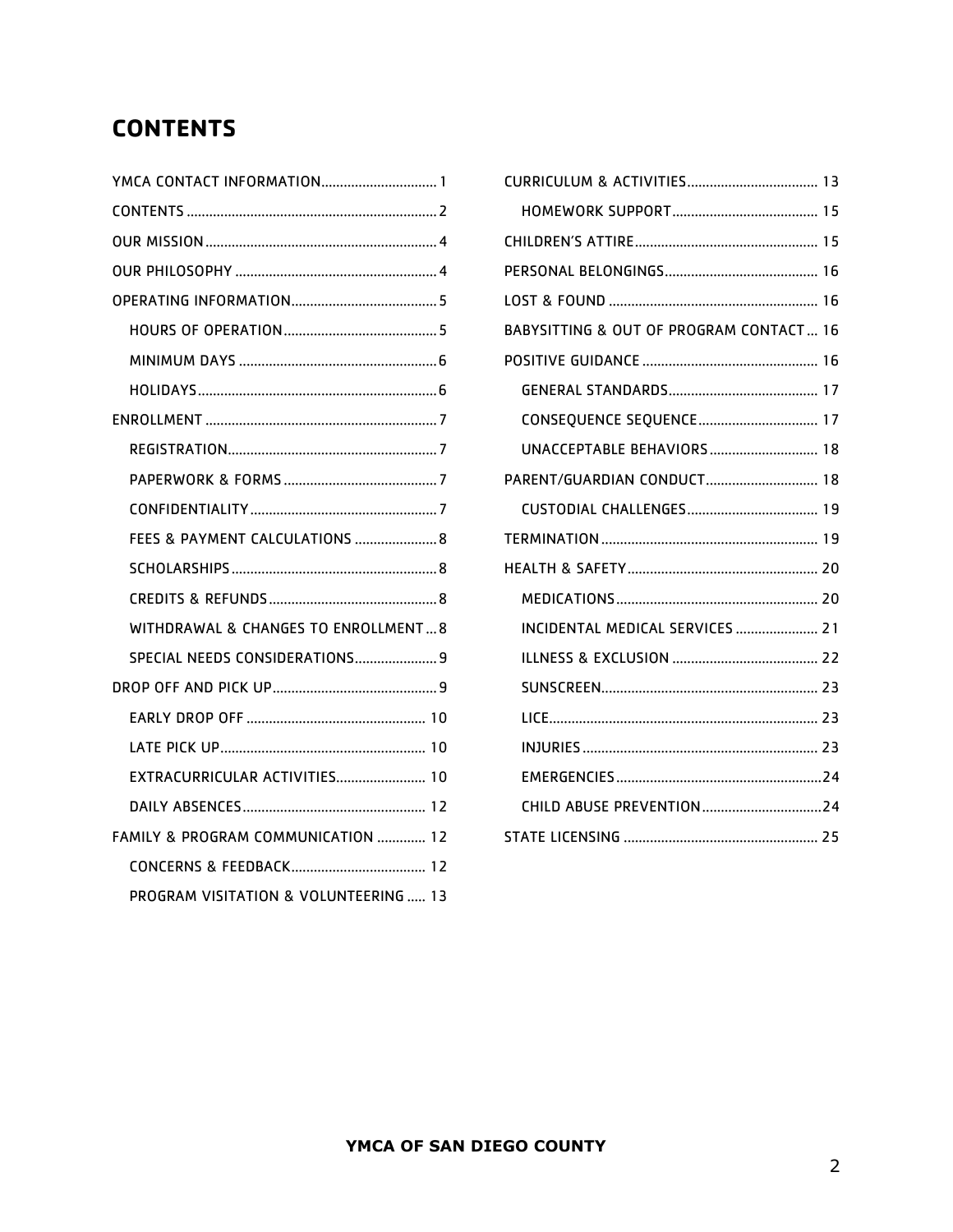# CONTENTS

- YMCA CONTACT INFORMATION 1
- CONTENTS 2
- OUR MISSION 4
- OUR PHILOSOPHY 4
- OPERATING INFORMATION 5
  - HOURS OF OPERATION 5
  - MINIMUM DAYS 6
  - HOLIDAYS 6
- ENROLLMENT 7
  - REGISTRATION 7
  - PAPERWORK & FORMS 7
  - CONFIDENTIALITY 7
  - FEES & PAYMENT CALCULATIONS 8
  - SCHOLARSHIPS 8
  - CREDITS & REFUNDS 8
  - WITHDRAWAL & CHANGES TO ENROLLMENT 8
  - SPECIAL NEEDS CONSIDERATIONS 9
- DROP OFF AND PICK UP 9
  - EARLY DROP OFF 10
  - LATE PICK UP 10
  - EXTRACURRICULAR ACTIVITIES 10
  - DAILY ABSENCES 12
- FAMILY & PROGRAM COMMUNICATION 12
  - CONCERNS & FEEDBACK 12
  - PROGRAM VISITATION & VOLUNTEERING 13
- CURRICULUM & ACTIVITIES 13
  - HOMEWORK SUPPORT 15
- CHILDREN'S ATTIRE 15
- PERSONAL BELONGINGS 16
- LOST & FOUND 16
- BABYSITTING & OUT OF PROGRAM CONTACT 16
- POSITIVE GUIDANCE 16
  - GENERAL STANDARDS 17
  - CONSEQUENCE SEQUENCE 17
  - UNACCEPTABLE BEHAVIORS 18
- PARENT/GUARDIAN CONDUCT 18
  - CUSTODIAL CHALLENGES 19
- TERMINATION 19
- HEALTH & SAFETY 20
  - MEDICATIONS 20
  - INCIDENTAL MEDICAL SERVICES 21
  - ILLNESS & EXCLUSION 22
  - SUNSCREEN 23
  - LICE 23
  - INJURIES 23
  - EMERGENCIES 24
  - CHILD ABUSE PREVENTION 24
- STATE LICENSING 25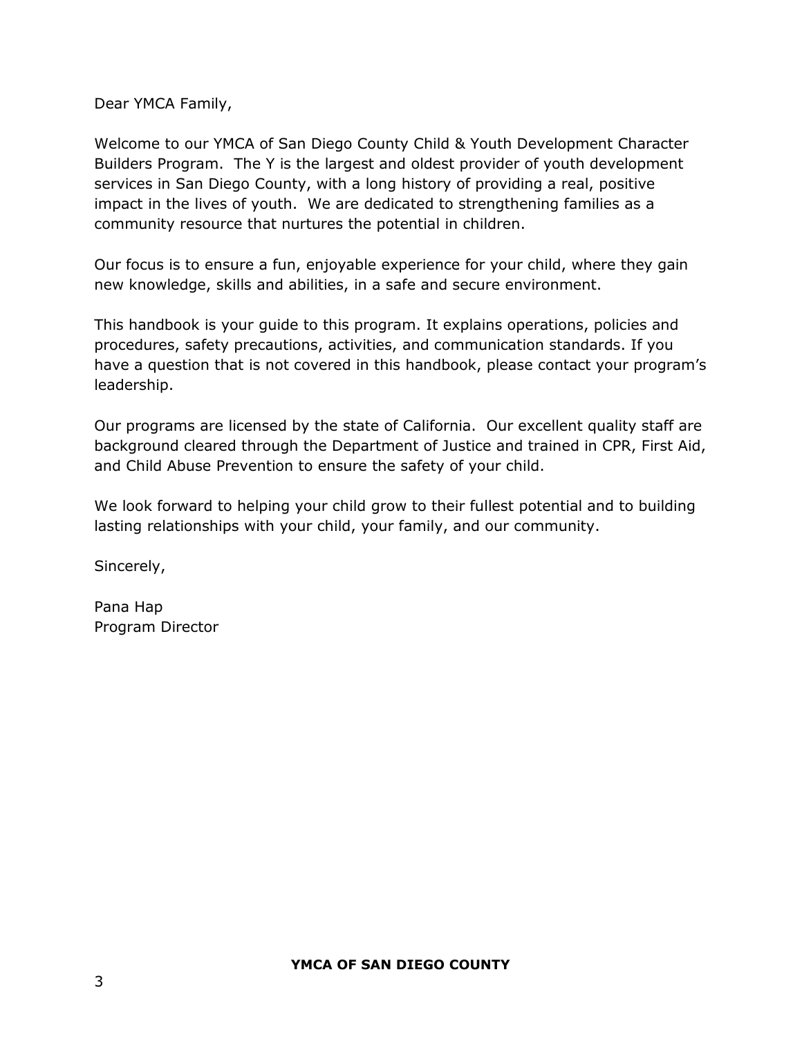Dear YMCA Family,

Welcome to our YMCA of San Diego County Child & Youth Development Character Builders Program.  The Y is the largest and oldest provider of youth development services in San Diego County, with a long history of providing a real, positive impact in the lives of youth.  We are dedicated to strengthening families as a community resource that nurtures the potential in children.

Our focus is to ensure a fun, enjoyable experience for your child, where they gain new knowledge, skills and abilities, in a safe and secure environment.

This handbook is your guide to this program. It explains operations, policies and procedures, safety precautions, activities, and communication standards. If you have a question that is not covered in this handbook, please contact your program's leadership.

Our programs are licensed by the state of California.  Our excellent quality staff are background cleared through the Department of Justice and trained in CPR, First Aid, and Child Abuse Prevention to ensure the safety of your child.

We look forward to helping your child grow to their fullest potential and to building lasting relationships with your child, your family, and our community.

Sincerely,

Pana Hap
Program Director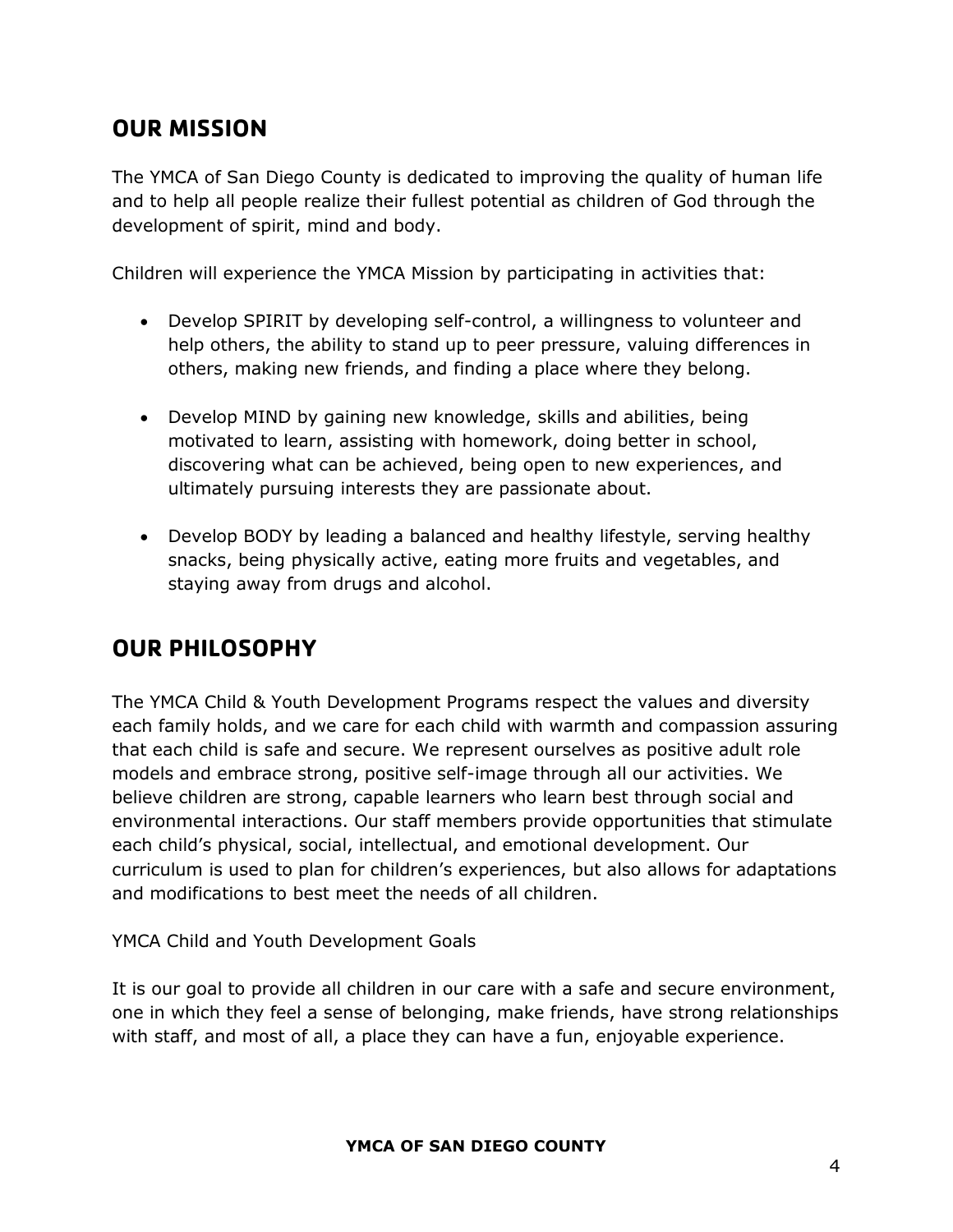## OUR MISSION

The YMCA of San Diego County is dedicated to improving the quality of human life and to help all people realize their fullest potential as children of God through the development of spirit, mind and body.

Children will experience the YMCA Mission by participating in activities that:

- Develop SPIRIT by developing self-control, a willingness to volunteer and help others, the ability to stand up to peer pressure, valuing differences in others, making new friends, and finding a place where they belong.
- Develop MIND by gaining new knowledge, skills and abilities, being motivated to learn, assisting with homework, doing better in school, discovering what can be achieved, being open to new experiences, and ultimately pursuing interests they are passionate about.
- Develop BODY by leading a balanced and healthy lifestyle, serving healthy snacks, being physically active, eating more fruits and vegetables, and staying away from drugs and alcohol.

## OUR PHILOSOPHY

The YMCA Child & Youth Development Programs respect the values and diversity each family holds, and we care for each child with warmth and compassion assuring that each child is safe and secure. We represent ourselves as positive adult role models and embrace strong, positive self-image through all our activities. We believe children are strong, capable learners who learn best through social and environmental interactions. Our staff members provide opportunities that stimulate each child's physical, social, intellectual, and emotional development. Our curriculum is used to plan for children's experiences, but also allows for adaptations and modifications to best meet the needs of all children.

YMCA Child and Youth Development Goals

It is our goal to provide all children in our care with a safe and secure environment, one in which they feel a sense of belonging, make friends, have strong relationships with staff, and most of all, a place they can have a fun, enjoyable experience.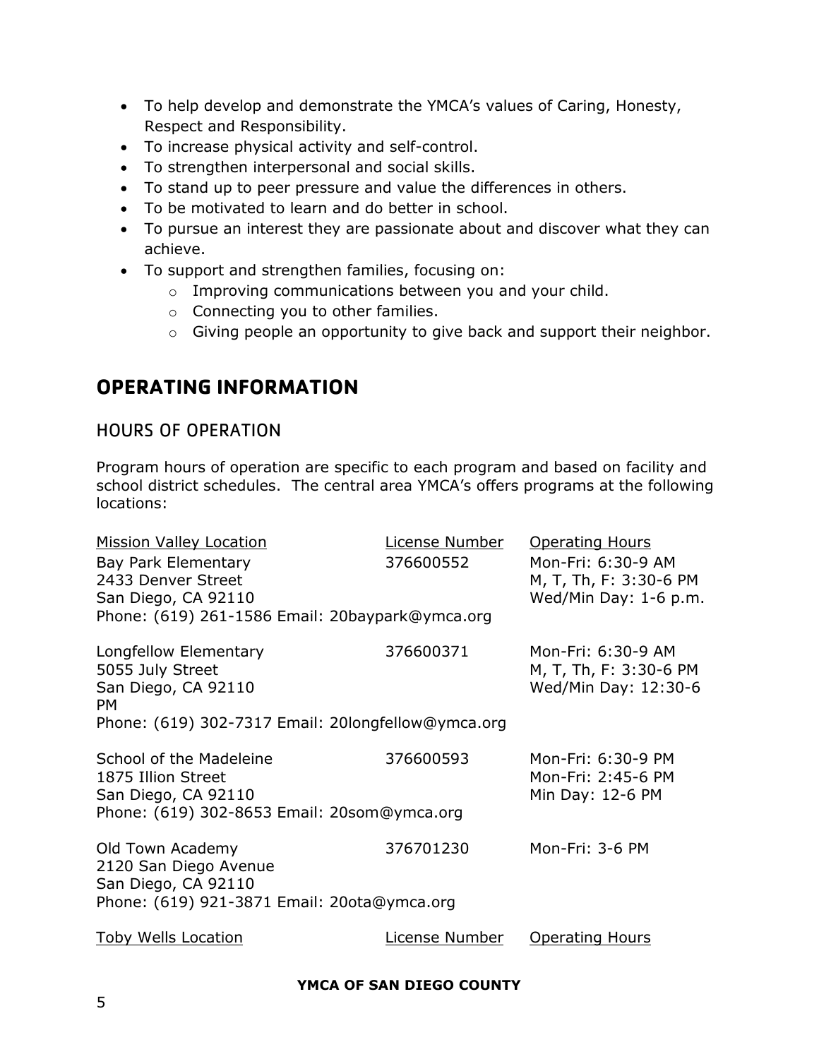- To help develop and demonstrate the YMCA's values of Caring, Honesty, Respect and Responsibility.
- To increase physical activity and self-control.
- To strengthen interpersonal and social skills.
- To stand up to peer pressure and value the differences in others.
- To be motivated to learn and do better in school.
- To pursue an interest they are passionate about and discover what they can achieve.
- To support and strengthen families, focusing on:
  - Improving communications between you and your child.
  - Connecting you to other families.
  - Giving people an opportunity to give back and support their neighbor.

# OPERATING INFORMATION

## HOURS OF OPERATION

Program hours of operation are specific to each program and based on facility and school district schedules. The central area YMCA's offers programs at the following locations:

| Mission Valley Location | License Number | Operating Hours |
|---|---|---|
| Bay Park Elementary<br>2433 Denver Street<br>San Diego, CA 92110<br>Phone: (619) 261-1586 Email: 20baypark@ymca.org | 376600552 | Mon-Fri: 6:30-9 AM<br>M, T, Th, F: 3:30-6 PM<br>Wed/Min Day: 1-6 p.m. |
| Longfellow Elementary<br>5055 July Street<br>San Diego, CA 92110<br>Phone: (619) 302-7317 Email: 20longfellow@ymca.org | 376600371 | Mon-Fri: 6:30-9 AM<br>M, T, Th, F: 3:30-6 PM<br>Wed/Min Day: 12:30-6 PM |
| School of the Madeleine<br>1875 Illion Street<br>San Diego, CA 92110<br>Phone: (619) 302-8653 Email: 20som@ymca.org | 376600593 | Mon-Fri: 6:30-9 PM<br>Mon-Fri: 2:45-6 PM<br>Min Day: 12-6 PM |
| Old Town Academy<br>2120 San Diego Avenue<br>San Diego, CA 92110<br>Phone: (619) 921-3871 Email: 20ota@ymca.org | 376701230 | Mon-Fri: 3-6 PM |

| Toby Wells Location | License Number | Operating Hours |
|---|---|---|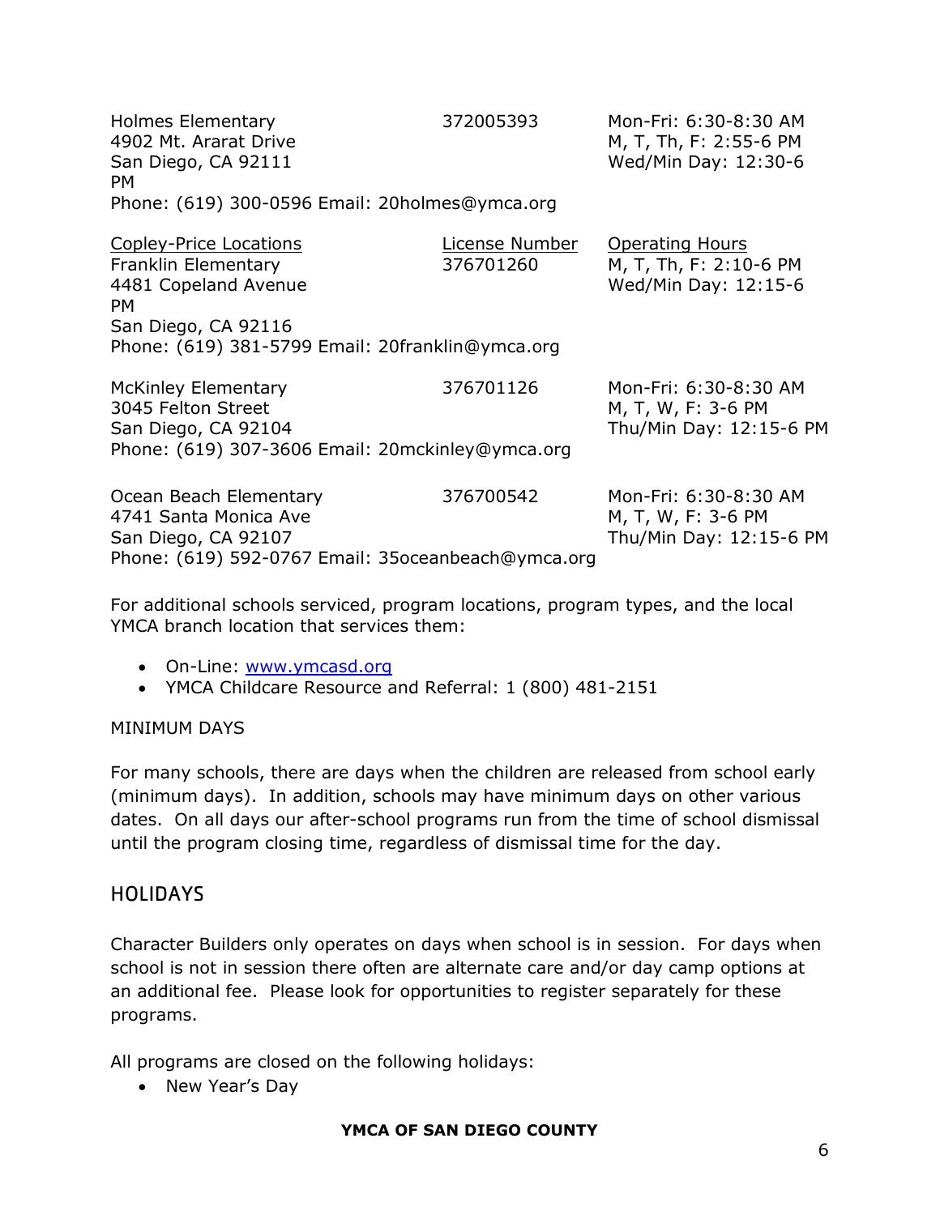Holmes Elementary | 372005393 | Mon-Fri: 6:30-8:30 AM
4902 Mt. Ararat Drive | | M, T, Th, F: 2:55-6 PM
San Diego, CA 92111 | | Wed/Min Day: 12:30-6 PM
Phone: (619) 300-0596 Email: 20holmes@ymca.org

| Copley-Price Locations | License Number | Operating Hours |
|---|---|---|
| Franklin Elementary<br>4481 Copeland Avenue<br>San Diego, CA 92116<br>Phone: (619) 381-5799 Email: 20franklin@ymca.org | 376701260 | M, T, Th, F: 2:10-6 PM<br>Wed/Min Day: 12:15-6 PM |
| McKinley Elementary<br>3045 Felton Street<br>San Diego, CA 92104<br>Phone: (619) 307-3606 Email: 20mckinley@ymca.org | 376701126 | Mon-Fri: 6:30-8:30 AM<br>M, T, W, F: 3-6 PM<br>Thu/Min Day: 12:15-6 PM |
| Ocean Beach Elementary<br>4741 Santa Monica Ave<br>San Diego, CA 92107<br>Phone: (619) 592-0767 Email: 35oceanbeach@ymca.org | 376700542 | Mon-Fri: 6:30-8:30 AM<br>M, T, W, F: 3-6 PM<br>Thu/Min Day: 12:15-6 PM |

For additional schools serviced, program locations, program types, and the local YMCA branch location that services them:

- On-Line: www.ymcasd.org
- YMCA Childcare Resource and Referral: 1 (800) 481-2151

MINIMUM DAYS

For many schools, there are days when the children are released from school early (minimum days). In addition, schools may have minimum days on other various dates. On all days our after-school programs run from the time of school dismissal until the program closing time, regardless of dismissal time for the day.

## HOLIDAYS

Character Builders only operates on days when school is in session. For days when school is not in session there often are alternate care and/or day camp options at an additional fee. Please look for opportunities to register separately for these programs.

All programs are closed on the following holidays:

- New Year's Day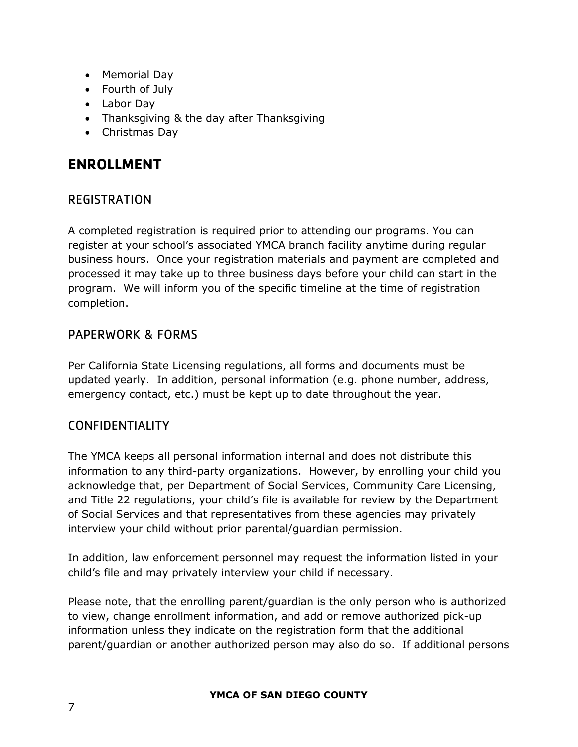- Memorial Day
- Fourth of July
- Labor Day
- Thanksgiving & the day after Thanksgiving
- Christmas Day

# ENROLLMENT

## REGISTRATION

A completed registration is required prior to attending our programs. You can register at your school's associated YMCA branch facility anytime during regular business hours. Once your registration materials and payment are completed and processed it may take up to three business days before your child can start in the program. We will inform you of the specific timeline at the time of registration completion.

## PAPERWORK & FORMS

Per California State Licensing regulations, all forms and documents must be updated yearly. In addition, personal information (e.g. phone number, address, emergency contact, etc.) must be kept up to date throughout the year.

## CONFIDENTIALITY

The YMCA keeps all personal information internal and does not distribute this information to any third-party organizations. However, by enrolling your child you acknowledge that, per Department of Social Services, Community Care Licensing, and Title 22 regulations, your child's file is available for review by the Department of Social Services and that representatives from these agencies may privately interview your child without prior parental/guardian permission.

In addition, law enforcement personnel may request the information listed in your child's file and may privately interview your child if necessary.

Please note, that the enrolling parent/guardian is the only person who is authorized to view, change enrollment information, and add or remove authorized pick-up information unless they indicate on the registration form that the additional parent/guardian or another authorized person may also do so. If additional persons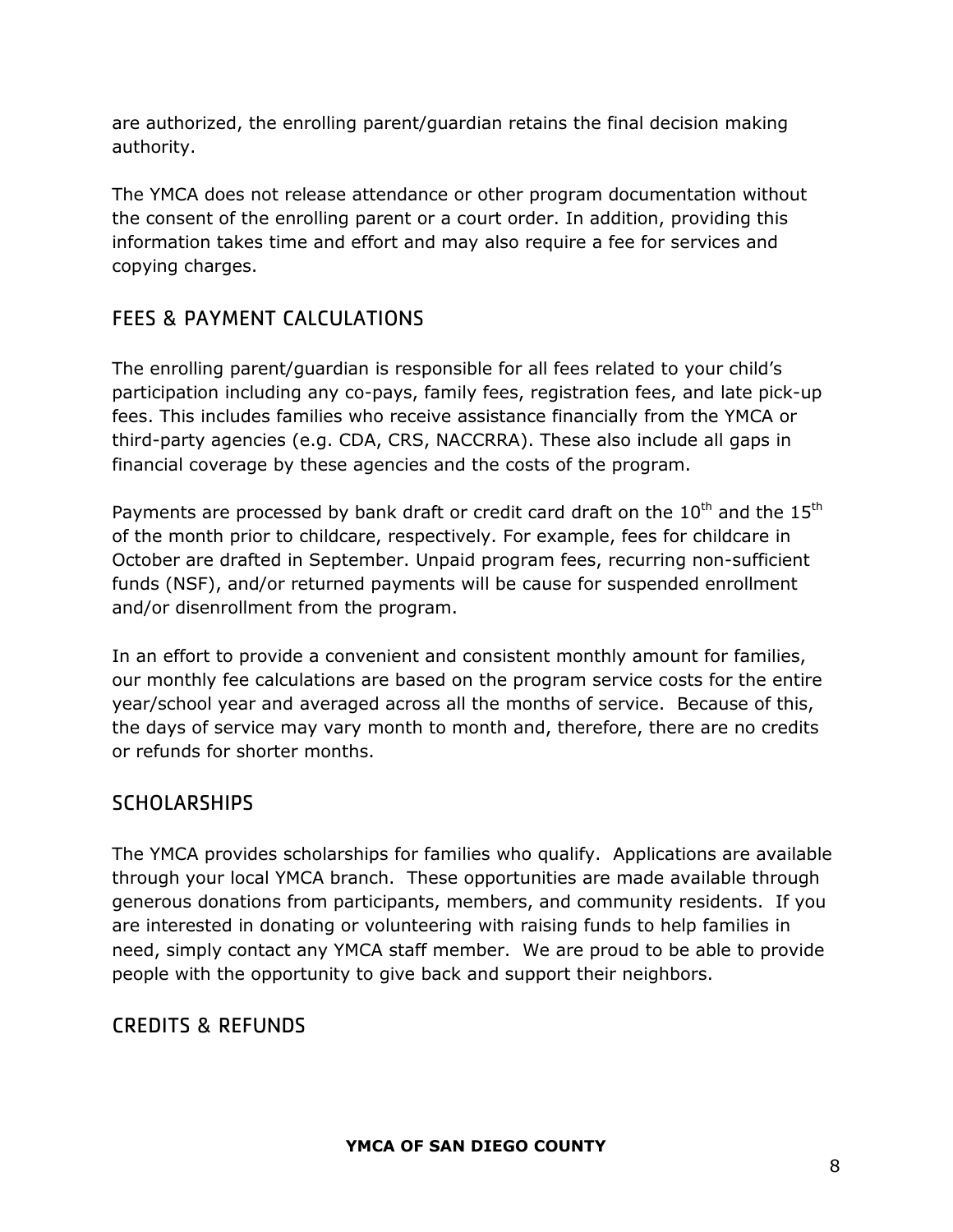are authorized, the enrolling parent/guardian retains the final decision making authority.

The YMCA does not release attendance or other program documentation without the consent of the enrolling parent or a court order. In addition, providing this information takes time and effort and may also require a fee for services and copying charges.

## FEES & PAYMENT CALCULATIONS

The enrolling parent/guardian is responsible for all fees related to your child's participation including any co-pays, family fees, registration fees, and late pick-up fees. This includes families who receive assistance financially from the YMCA or third-party agencies (e.g. CDA, CRS, NACCRRA). These also include all gaps in financial coverage by these agencies and the costs of the program.

Payments are processed by bank draft or credit card draft on the 10th and the 15th of the month prior to childcare, respectively. For example, fees for childcare in October are drafted in September. Unpaid program fees, recurring non-sufficient funds (NSF), and/or returned payments will be cause for suspended enrollment and/or disenrollment from the program.

In an effort to provide a convenient and consistent monthly amount for families, our monthly fee calculations are based on the program service costs for the entire year/school year and averaged across all the months of service. Because of this, the days of service may vary month to month and, therefore, there are no credits or refunds for shorter months.

## SCHOLARSHIPS

The YMCA provides scholarships for families who qualify. Applications are available through your local YMCA branch. These opportunities are made available through generous donations from participants, members, and community residents. If you are interested in donating or volunteering with raising funds to help families in need, simply contact any YMCA staff member. We are proud to be able to provide people with the opportunity to give back and support their neighbors.

## CREDITS & REFUNDS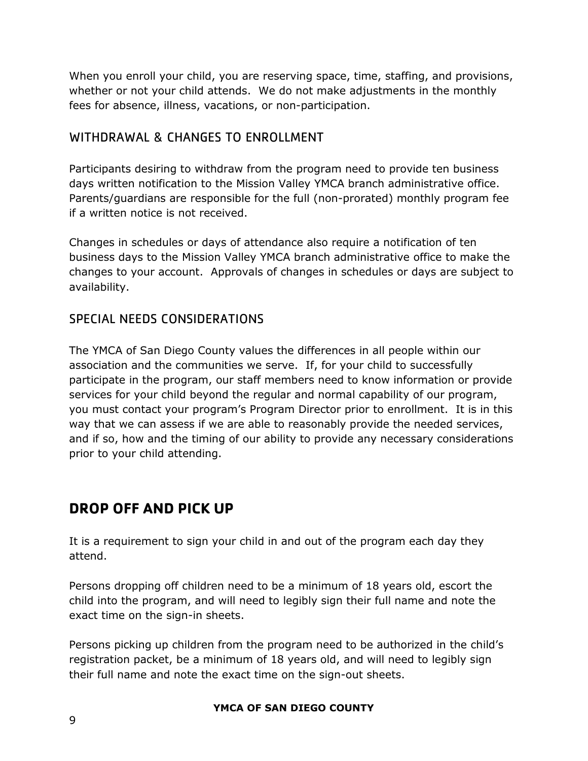When you enroll your child, you are reserving space, time, staffing, and provisions, whether or not your child attends. We do not make adjustments in the monthly fees for absence, illness, vacations, or non-participation.

### WITHDRAWAL & CHANGES TO ENROLLMENT

Participants desiring to withdraw from the program need to provide ten business days written notification to the Mission Valley YMCA branch administrative office. Parents/guardians are responsible for the full (non-prorated) monthly program fee if a written notice is not received.

Changes in schedules or days of attendance also require a notification of ten business days to the Mission Valley YMCA branch administrative office to make the changes to your account. Approvals of changes in schedules or days are subject to availability.

### SPECIAL NEEDS CONSIDERATIONS

The YMCA of San Diego County values the differences in all people within our association and the communities we serve. If, for your child to successfully participate in the program, our staff members need to know information or provide services for your child beyond the regular and normal capability of our program, you must contact your program's Program Director prior to enrollment. It is in this way that we can assess if we are able to reasonably provide the needed services, and if so, how and the timing of our ability to provide any necessary considerations prior to your child attending.

## DROP OFF AND PICK UP

It is a requirement to sign your child in and out of the program each day they attend.

Persons dropping off children need to be a minimum of 18 years old, escort the child into the program, and will need to legibly sign their full name and note the exact time on the sign-in sheets.

Persons picking up children from the program need to be authorized in the child's registration packet, be a minimum of 18 years old, and will need to legibly sign their full name and note the exact time on the sign-out sheets.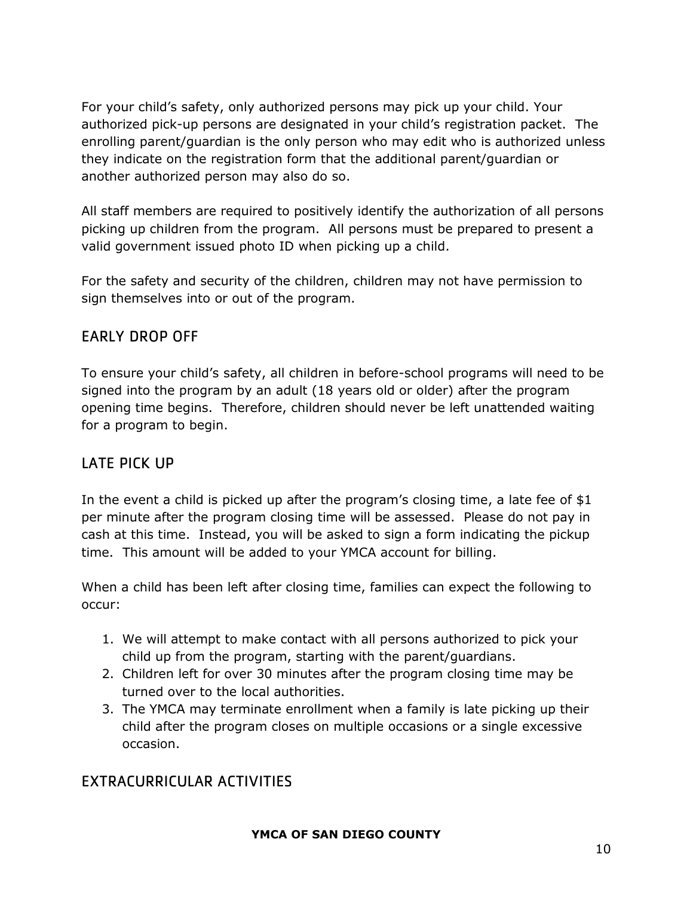For your child's safety, only authorized persons may pick up your child. Your authorized pick-up persons are designated in your child's registration packet. The enrolling parent/guardian is the only person who may edit who is authorized unless they indicate on the registration form that the additional parent/guardian or another authorized person may also do so.

All staff members are required to positively identify the authorization of all persons picking up children from the program. All persons must be prepared to present a valid government issued photo ID when picking up a child.

For the safety and security of the children, children may not have permission to sign themselves into or out of the program.

## EARLY DROP OFF

To ensure your child's safety, all children in before-school programs will need to be signed into the program by an adult (18 years old or older) after the program opening time begins. Therefore, children should never be left unattended waiting for a program to begin.

## LATE PICK UP

In the event a child is picked up after the program's closing time, a late fee of $1 per minute after the program closing time will be assessed. Please do not pay in cash at this time. Instead, you will be asked to sign a form indicating the pickup time. This amount will be added to your YMCA account for billing.

When a child has been left after closing time, families can expect the following to occur:

1. We will attempt to make contact with all persons authorized to pick your child up from the program, starting with the parent/guardians.
2. Children left for over 30 minutes after the program closing time may be turned over to the local authorities.
3. The YMCA may terminate enrollment when a family is late picking up their child after the program closes on multiple occasions or a single excessive occasion.

## EXTRACURRICULAR ACTIVITIES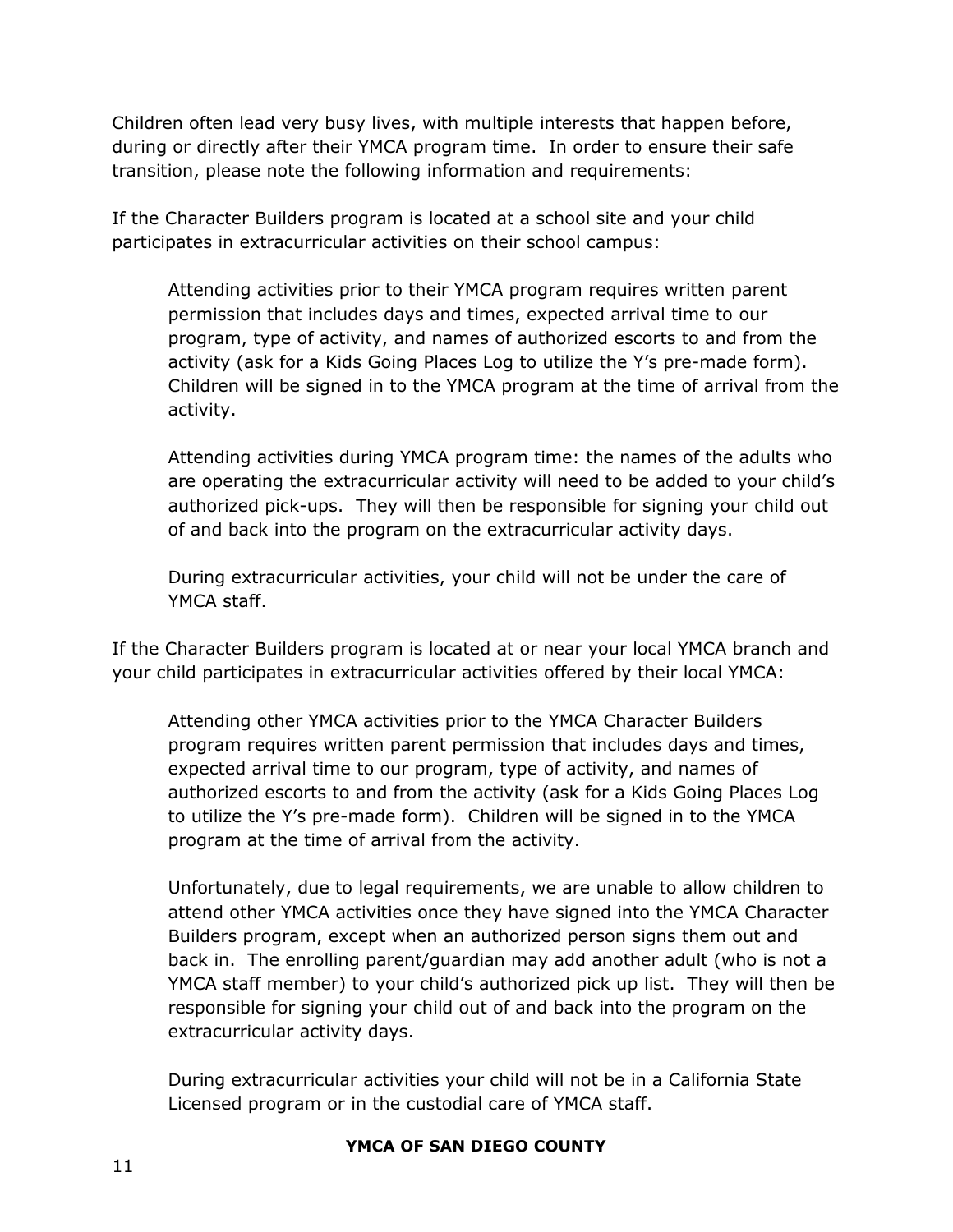Children often lead very busy lives, with multiple interests that happen before, during or directly after their YMCA program time. In order to ensure their safe transition, please note the following information and requirements:

If the Character Builders program is located at a school site and your child participates in extracurricular activities on their school campus:

> Attending activities prior to their YMCA program requires written parent permission that includes days and times, expected arrival time to our program, type of activity, and names of authorized escorts to and from the activity (ask for a Kids Going Places Log to utilize the Y's pre-made form). Children will be signed in to the YMCA program at the time of arrival from the activity.
>
> Attending activities during YMCA program time: the names of the adults who are operating the extracurricular activity will need to be added to your child's authorized pick-ups. They will then be responsible for signing your child out of and back into the program on the extracurricular activity days.
>
> During extracurricular activities, your child will not be under the care of YMCA staff.

If the Character Builders program is located at or near your local YMCA branch and your child participates in extracurricular activities offered by their local YMCA:

> Attending other YMCA activities prior to the YMCA Character Builders program requires written parent permission that includes days and times, expected arrival time to our program, type of activity, and names of authorized escorts to and from the activity (ask for a Kids Going Places Log to utilize the Y's pre-made form). Children will be signed in to the YMCA program at the time of arrival from the activity.
>
> Unfortunately, due to legal requirements, we are unable to allow children to attend other YMCA activities once they have signed into the YMCA Character Builders program, except when an authorized person signs them out and back in. The enrolling parent/guardian may add another adult (who is not a YMCA staff member) to your child's authorized pick up list. They will then be responsible for signing your child out of and back into the program on the extracurricular activity days.
>
> During extracurricular activities your child will not be in a California State Licensed program or in the custodial care of YMCA staff.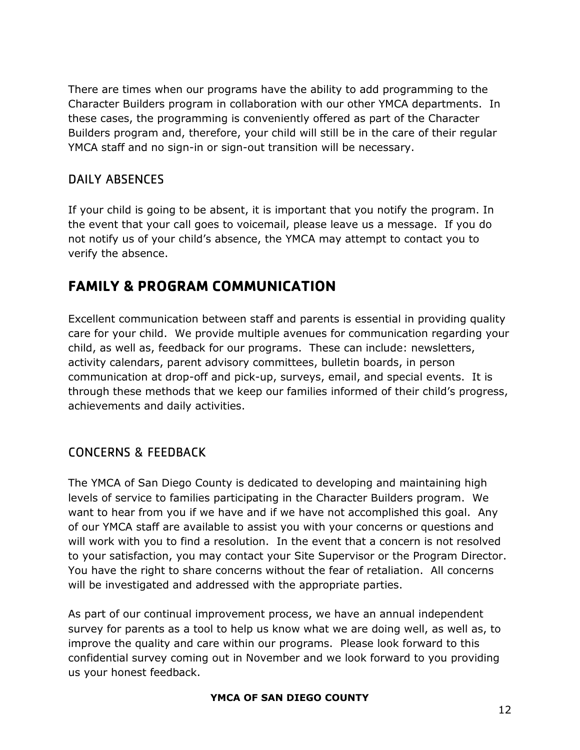There are times when our programs have the ability to add programming to the Character Builders program in collaboration with our other YMCA departments. In these cases, the programming is conveniently offered as part of the Character Builders program and, therefore, your child will still be in the care of their regular YMCA staff and no sign-in or sign-out transition will be necessary.

### DAILY ABSENCES

If your child is going to be absent, it is important that you notify the program. In the event that your call goes to voicemail, please leave us a message. If you do not notify us of your child's absence, the YMCA may attempt to contact you to verify the absence.

## FAMILY & PROGRAM COMMUNICATION

Excellent communication between staff and parents is essential in providing quality care for your child. We provide multiple avenues for communication regarding your child, as well as, feedback for our programs. These can include: newsletters, activity calendars, parent advisory committees, bulletin boards, in person communication at drop-off and pick-up, surveys, email, and special events. It is through these methods that we keep our families informed of their child's progress, achievements and daily activities.

### CONCERNS & FEEDBACK

The YMCA of San Diego County is dedicated to developing and maintaining high levels of service to families participating in the Character Builders program. We want to hear from you if we have and if we have not accomplished this goal. Any of our YMCA staff are available to assist you with your concerns or questions and will work with you to find a resolution. In the event that a concern is not resolved to your satisfaction, you may contact your Site Supervisor or the Program Director. You have the right to share concerns without the fear of retaliation. All concerns will be investigated and addressed with the appropriate parties.

As part of our continual improvement process, we have an annual independent survey for parents as a tool to help us know what we are doing well, as well as, to improve the quality and care within our programs. Please look forward to this confidential survey coming out in November and we look forward to you providing us your honest feedback.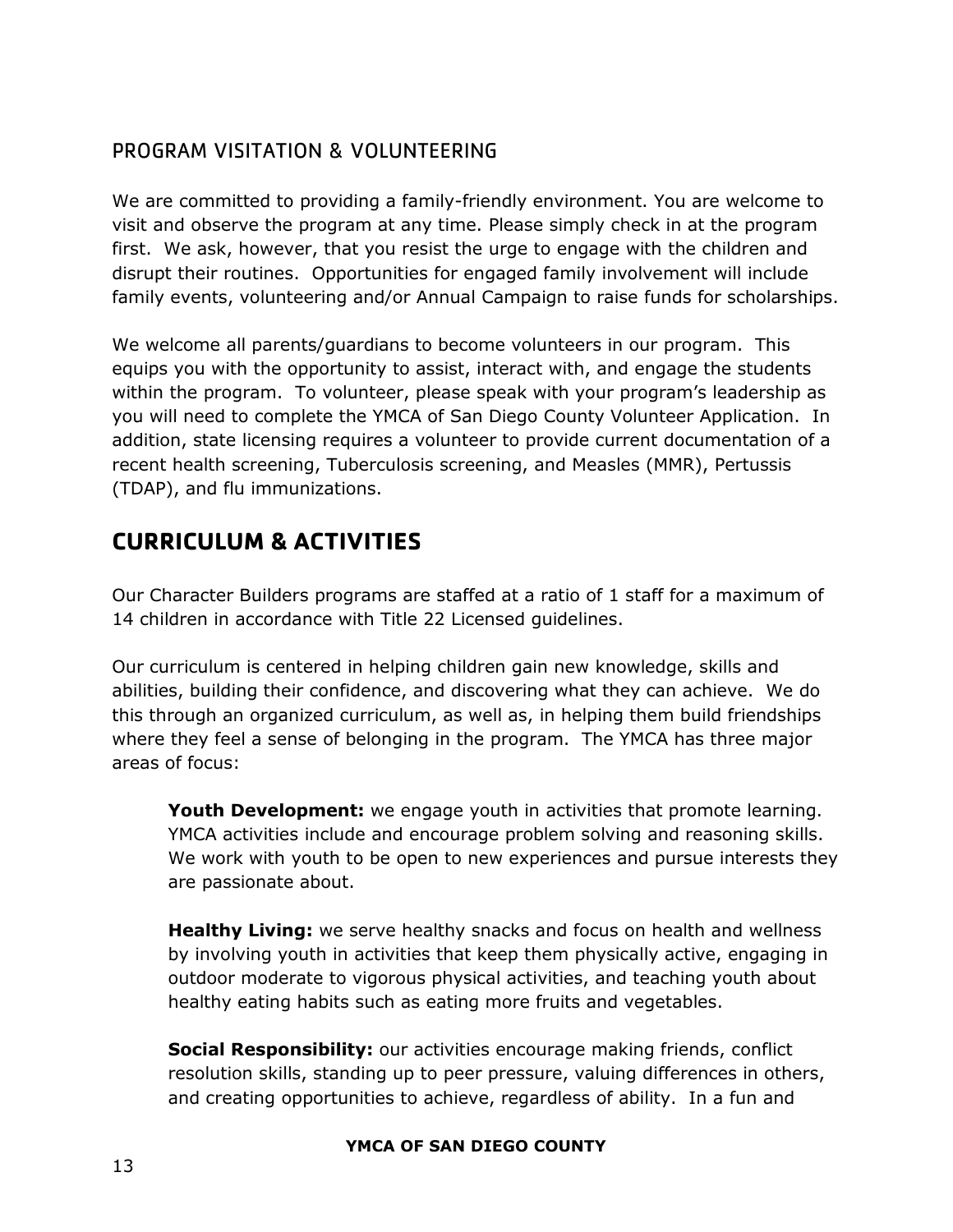## PROGRAM VISITATION & VOLUNTEERING

We are committed to providing a family-friendly environment. You are welcome to visit and observe the program at any time. Please simply check in at the program first. We ask, however, that you resist the urge to engage with the children and disrupt their routines. Opportunities for engaged family involvement will include family events, volunteering and/or Annual Campaign to raise funds for scholarships.

We welcome all parents/guardians to become volunteers in our program. This equips you with the opportunity to assist, interact with, and engage the students within the program. To volunteer, please speak with your program's leadership as you will need to complete the YMCA of San Diego County Volunteer Application. In addition, state licensing requires a volunteer to provide current documentation of a recent health screening, Tuberculosis screening, and Measles (MMR), Pertussis (TDAP), and flu immunizations.

# CURRICULUM & ACTIVITIES

Our Character Builders programs are staffed at a ratio of 1 staff for a maximum of 14 children in accordance with Title 22 Licensed guidelines.

Our curriculum is centered in helping children gain new knowledge, skills and abilities, building their confidence, and discovering what they can achieve. We do this through an organized curriculum, as well as, in helping them build friendships where they feel a sense of belonging in the program. The YMCA has three major areas of focus:

**Youth Development:** we engage youth in activities that promote learning. YMCA activities include and encourage problem solving and reasoning skills. We work with youth to be open to new experiences and pursue interests they are passionate about.

**Healthy Living:** we serve healthy snacks and focus on health and wellness by involving youth in activities that keep them physically active, engaging in outdoor moderate to vigorous physical activities, and teaching youth about healthy eating habits such as eating more fruits and vegetables.

**Social Responsibility:** our activities encourage making friends, conflict resolution skills, standing up to peer pressure, valuing differences in others, and creating opportunities to achieve, regardless of ability. In a fun and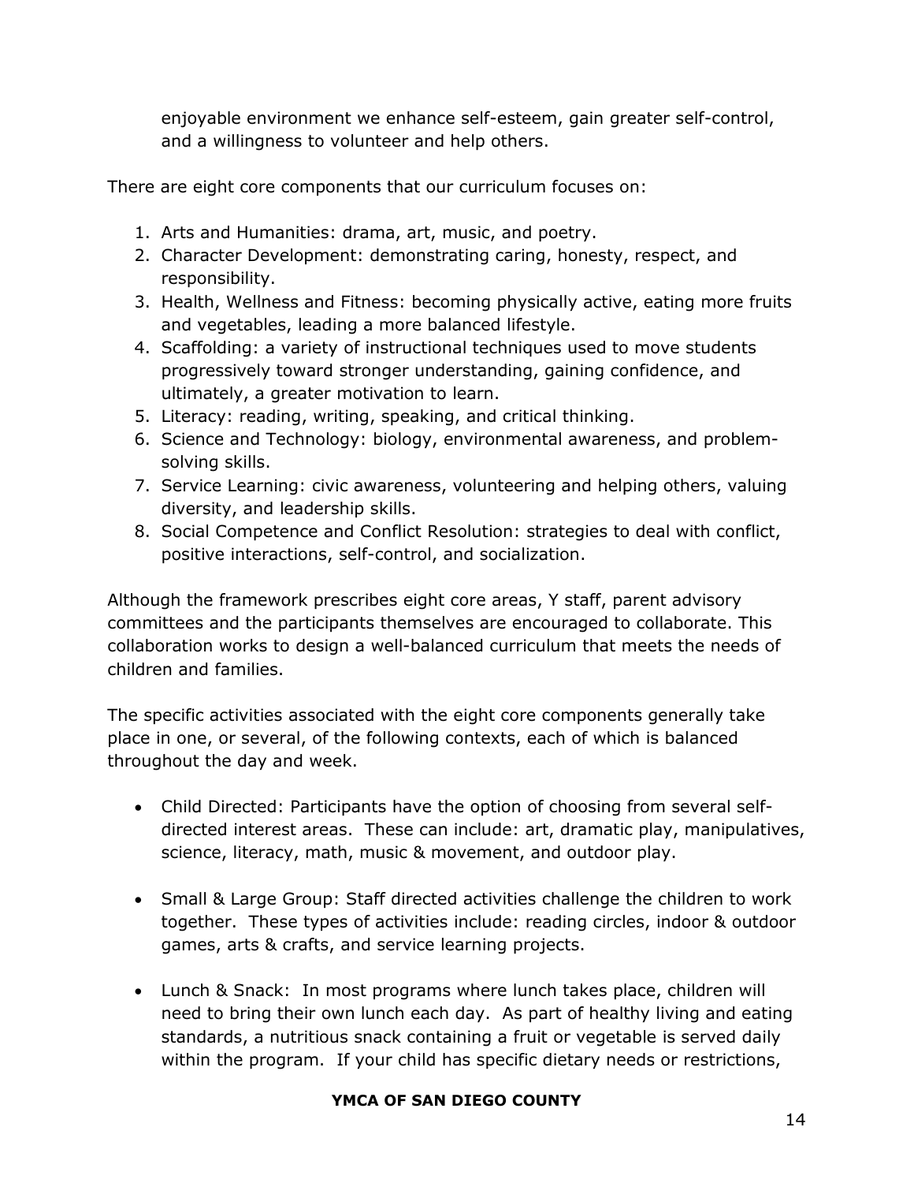enjoyable environment we enhance self-esteem, gain greater self-control, and a willingness to volunteer and help others.

There are eight core components that our curriculum focuses on:

1. Arts and Humanities: drama, art, music, and poetry.
2. Character Development: demonstrating caring, honesty, respect, and responsibility.
3. Health, Wellness and Fitness: becoming physically active, eating more fruits and vegetables, leading a more balanced lifestyle.
4. Scaffolding: a variety of instructional techniques used to move students progressively toward stronger understanding, gaining confidence, and ultimately, a greater motivation to learn.
5. Literacy: reading, writing, speaking, and critical thinking.
6. Science and Technology: biology, environmental awareness, and problem-solving skills.
7. Service Learning: civic awareness, volunteering and helping others, valuing diversity, and leadership skills.
8. Social Competence and Conflict Resolution: strategies to deal with conflict, positive interactions, self-control, and socialization.

Although the framework prescribes eight core areas, Y staff, parent advisory committees and the participants themselves are encouraged to collaborate. This collaboration works to design a well-balanced curriculum that meets the needs of children and families.

The specific activities associated with the eight core components generally take place in one, or several, of the following contexts, each of which is balanced throughout the day and week.

- Child Directed: Participants have the option of choosing from several self-directed interest areas. These can include: art, dramatic play, manipulatives, science, literacy, math, music & movement, and outdoor play.

- Small & Large Group: Staff directed activities challenge the children to work together. These types of activities include: reading circles, indoor & outdoor games, arts & crafts, and service learning projects.

- Lunch & Snack: In most programs where lunch takes place, children will need to bring their own lunch each day. As part of healthy living and eating standards, a nutritious snack containing a fruit or vegetable is served daily within the program. If your child has specific dietary needs or restrictions,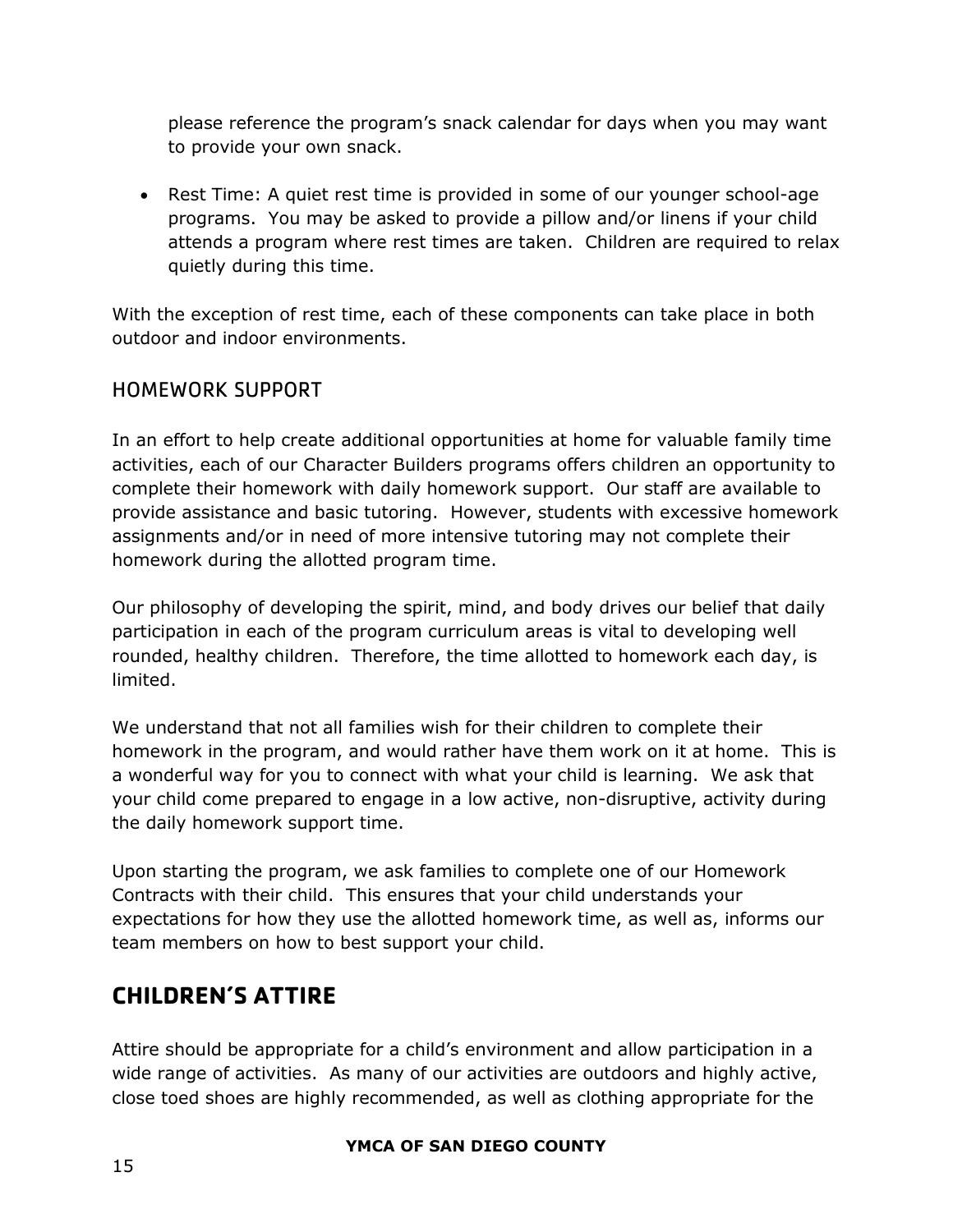please reference the program's snack calendar for days when you may want to provide your own snack.

- Rest Time: A quiet rest time is provided in some of our younger school-age programs. You may be asked to provide a pillow and/or linens if your child attends a program where rest times are taken. Children are required to relax quietly during this time.

With the exception of rest time, each of these components can take place in both outdoor and indoor environments.

### HOMEWORK SUPPORT

In an effort to help create additional opportunities at home for valuable family time activities, each of our Character Builders programs offers children an opportunity to complete their homework with daily homework support. Our staff are available to provide assistance and basic tutoring. However, students with excessive homework assignments and/or in need of more intensive tutoring may not complete their homework during the allotted program time.

Our philosophy of developing the spirit, mind, and body drives our belief that daily participation in each of the program curriculum areas is vital to developing well rounded, healthy children. Therefore, the time allotted to homework each day, is limited.

We understand that not all families wish for their children to complete their homework in the program, and would rather have them work on it at home. This is a wonderful way for you to connect with what your child is learning. We ask that your child come prepared to engage in a low active, non-disruptive, activity during the daily homework support time.

Upon starting the program, we ask families to complete one of our Homework Contracts with their child. This ensures that your child understands your expectations for how they use the allotted homework time, as well as, informs our team members on how to best support your child.

## CHILDREN'S ATTIRE

Attire should be appropriate for a child's environment and allow participation in a wide range of activities. As many of our activities are outdoors and highly active, close toed shoes are highly recommended, as well as clothing appropriate for the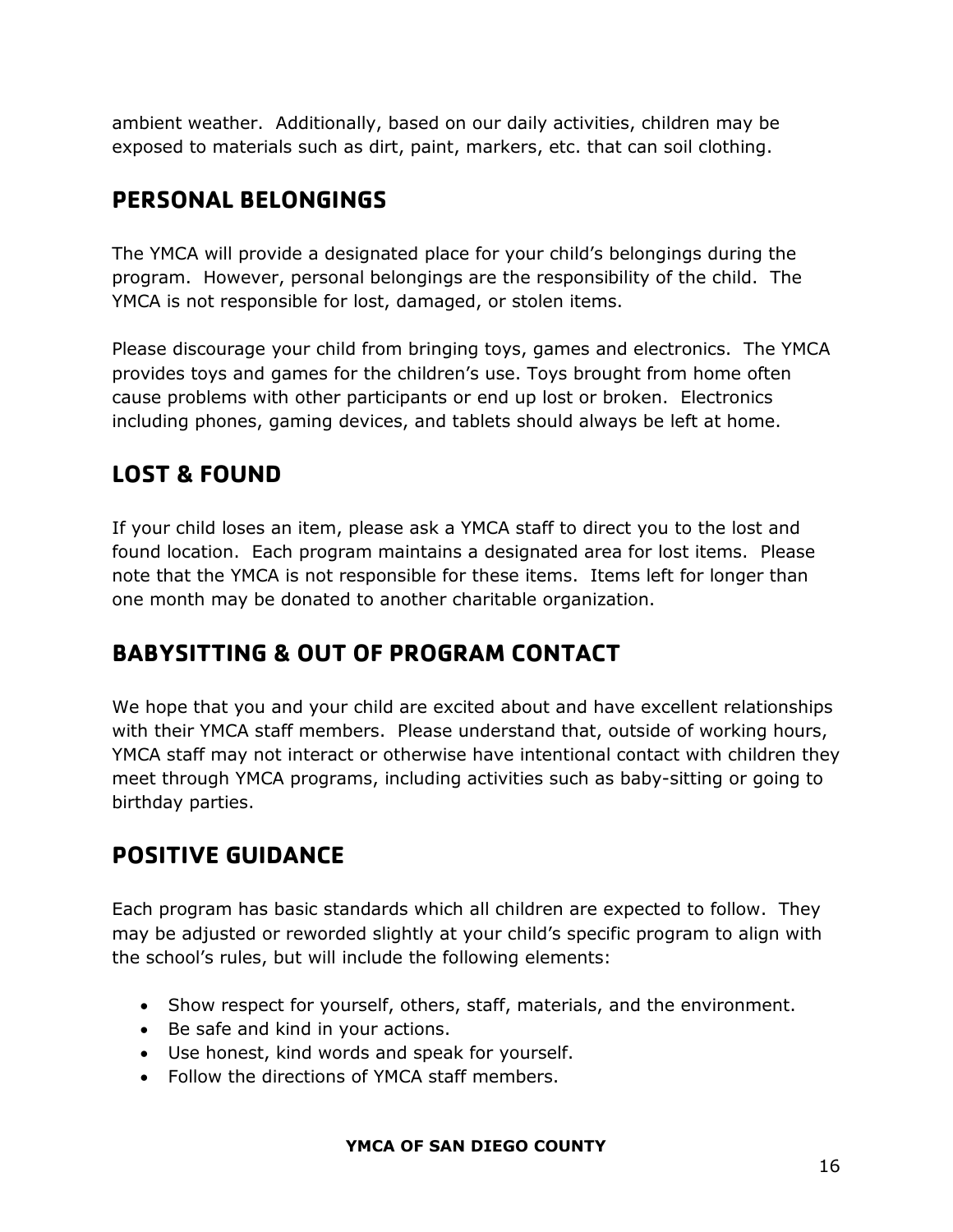ambient weather. Additionally, based on our daily activities, children may be exposed to materials such as dirt, paint, markers, etc. that can soil clothing.

## PERSONAL BELONGINGS

The YMCA will provide a designated place for your child's belongings during the program. However, personal belongings are the responsibility of the child. The YMCA is not responsible for lost, damaged, or stolen items.

Please discourage your child from bringing toys, games and electronics. The YMCA provides toys and games for the children's use. Toys brought from home often cause problems with other participants or end up lost or broken. Electronics including phones, gaming devices, and tablets should always be left at home.

## LOST & FOUND

If your child loses an item, please ask a YMCA staff to direct you to the lost and found location. Each program maintains a designated area for lost items. Please note that the YMCA is not responsible for these items. Items left for longer than one month may be donated to another charitable organization.

## BABYSITTING & OUT OF PROGRAM CONTACT

We hope that you and your child are excited about and have excellent relationships with their YMCA staff members. Please understand that, outside of working hours, YMCA staff may not interact or otherwise have intentional contact with children they meet through YMCA programs, including activities such as baby-sitting or going to birthday parties.

## POSITIVE GUIDANCE

Each program has basic standards which all children are expected to follow. They may be adjusted or reworded slightly at your child's specific program to align with the school's rules, but will include the following elements:

- Show respect for yourself, others, staff, materials, and the environment.
- Be safe and kind in your actions.
- Use honest, kind words and speak for yourself.
- Follow the directions of YMCA staff members.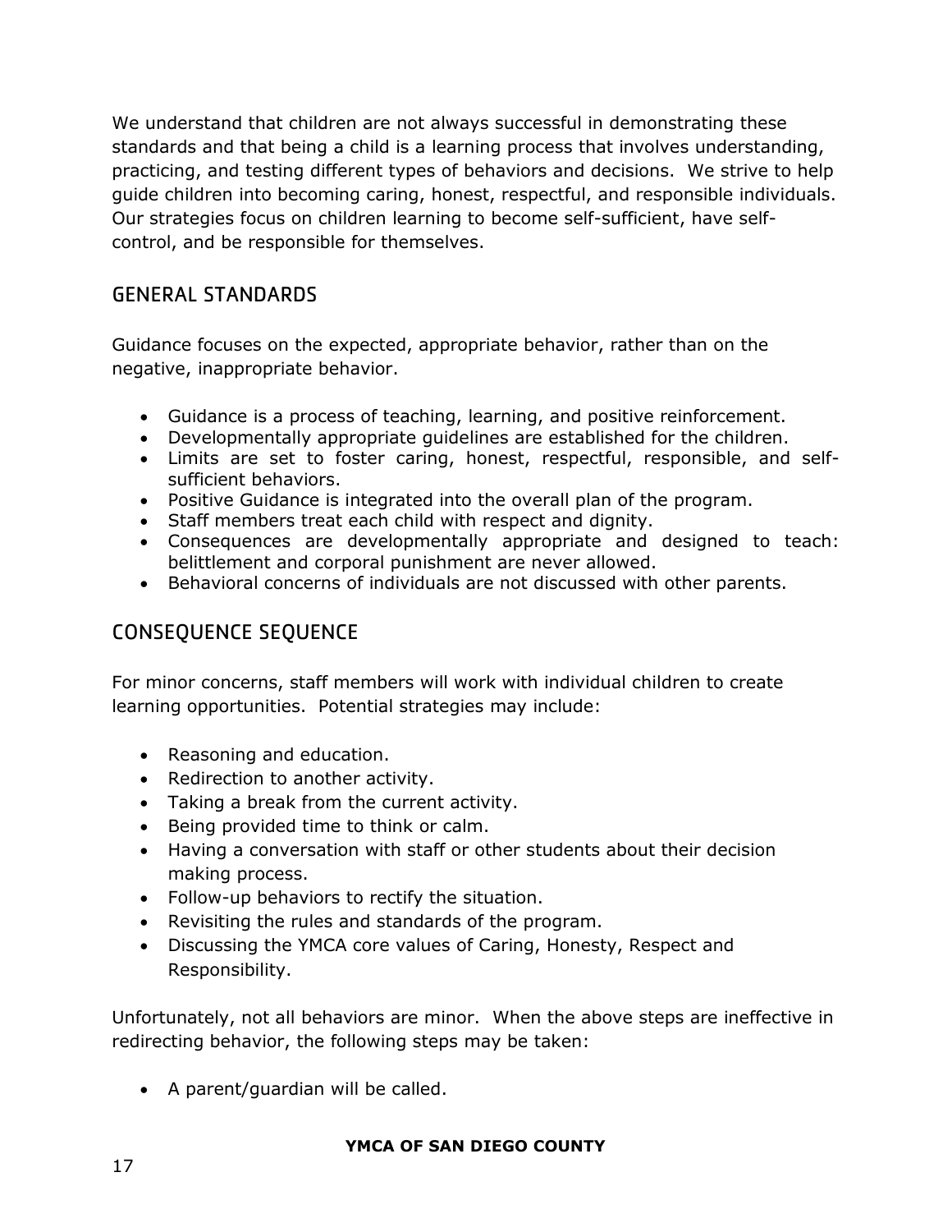We understand that children are not always successful in demonstrating these standards and that being a child is a learning process that involves understanding, practicing, and testing different types of behaviors and decisions. We strive to help guide children into becoming caring, honest, respectful, and responsible individuals. Our strategies focus on children learning to become self-sufficient, have self-control, and be responsible for themselves.

## GENERAL STANDARDS

Guidance focuses on the expected, appropriate behavior, rather than on the negative, inappropriate behavior.

- Guidance is a process of teaching, learning, and positive reinforcement.
- Developmentally appropriate guidelines are established for the children.
- Limits are set to foster caring, honest, respectful, responsible, and self-sufficient behaviors.
- Positive Guidance is integrated into the overall plan of the program.
- Staff members treat each child with respect and dignity.
- Consequences are developmentally appropriate and designed to teach: belittlement and corporal punishment are never allowed.
- Behavioral concerns of individuals are not discussed with other parents.

## CONSEQUENCE SEQUENCE

For minor concerns, staff members will work with individual children to create learning opportunities. Potential strategies may include:

- Reasoning and education.
- Redirection to another activity.
- Taking a break from the current activity.
- Being provided time to think or calm.
- Having a conversation with staff or other students about their decision making process.
- Follow-up behaviors to rectify the situation.
- Revisiting the rules and standards of the program.
- Discussing the YMCA core values of Caring, Honesty, Respect and Responsibility.

Unfortunately, not all behaviors are minor. When the above steps are ineffective in redirecting behavior, the following steps may be taken:

- A parent/guardian will be called.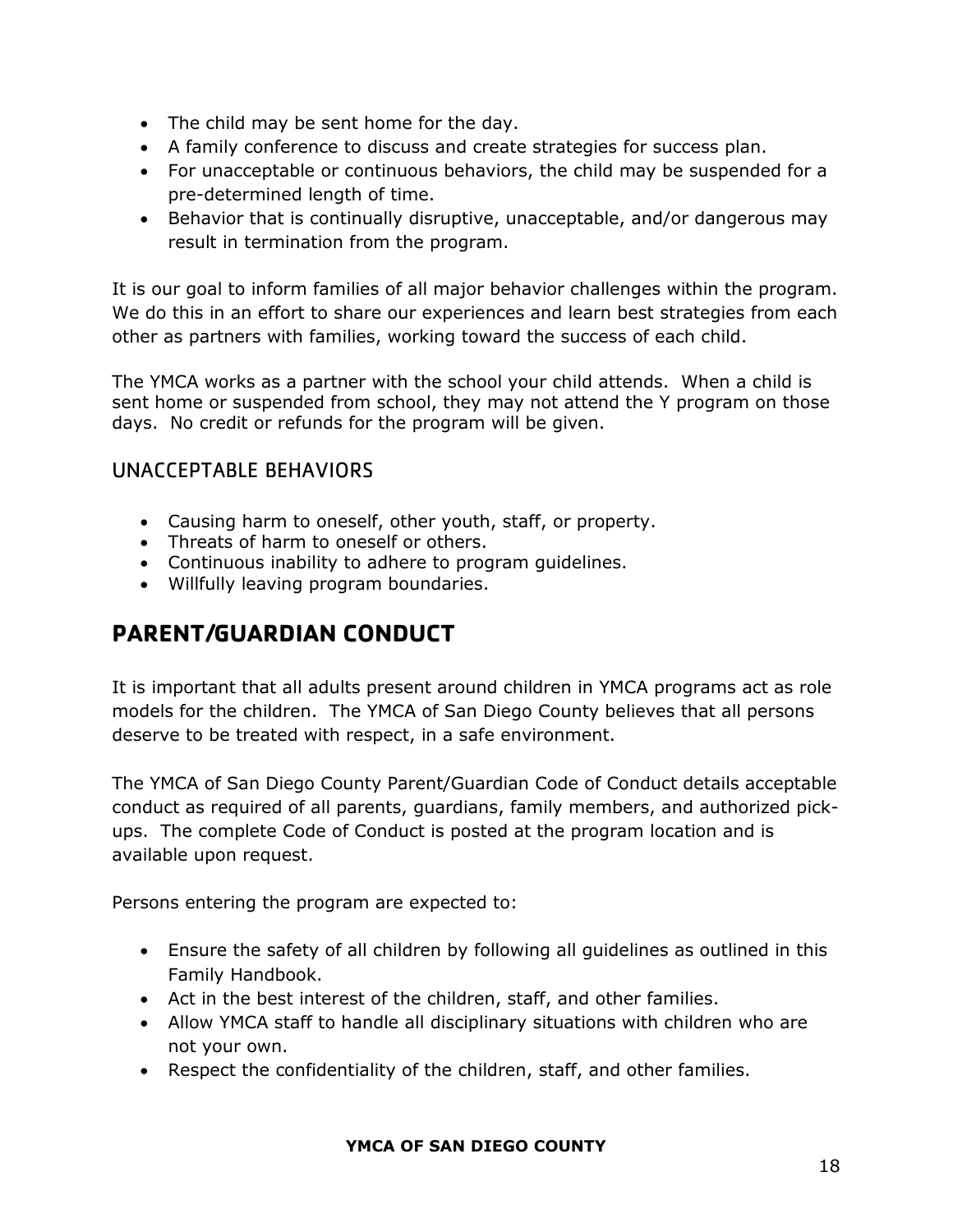- The child may be sent home for the day.
- A family conference to discuss and create strategies for success plan.
- For unacceptable or continuous behaviors, the child may be suspended for a pre-determined length of time.
- Behavior that is continually disruptive, unacceptable, and/or dangerous may result in termination from the program.

It is our goal to inform families of all major behavior challenges within the program. We do this in an effort to share our experiences and learn best strategies from each other as partners with families, working toward the success of each child.

The YMCA works as a partner with the school your child attends. When a child is sent home or suspended from school, they may not attend the Y program on those days. No credit or refunds for the program will be given.

### UNACCEPTABLE BEHAVIORS

- Causing harm to oneself, other youth, staff, or property.
- Threats of harm to oneself or others.
- Continuous inability to adhere to program guidelines.
- Willfully leaving program boundaries.

## PARENT/GUARDIAN CONDUCT

It is important that all adults present around children in YMCA programs act as role models for the children. The YMCA of San Diego County believes that all persons deserve to be treated with respect, in a safe environment.

The YMCA of San Diego County Parent/Guardian Code of Conduct details acceptable conduct as required of all parents, guardians, family members, and authorized pick-ups. The complete Code of Conduct is posted at the program location and is available upon request.

Persons entering the program are expected to:

- Ensure the safety of all children by following all guidelines as outlined in this Family Handbook.
- Act in the best interest of the children, staff, and other families.
- Allow YMCA staff to handle all disciplinary situations with children who are not your own.
- Respect the confidentiality of the children, staff, and other families.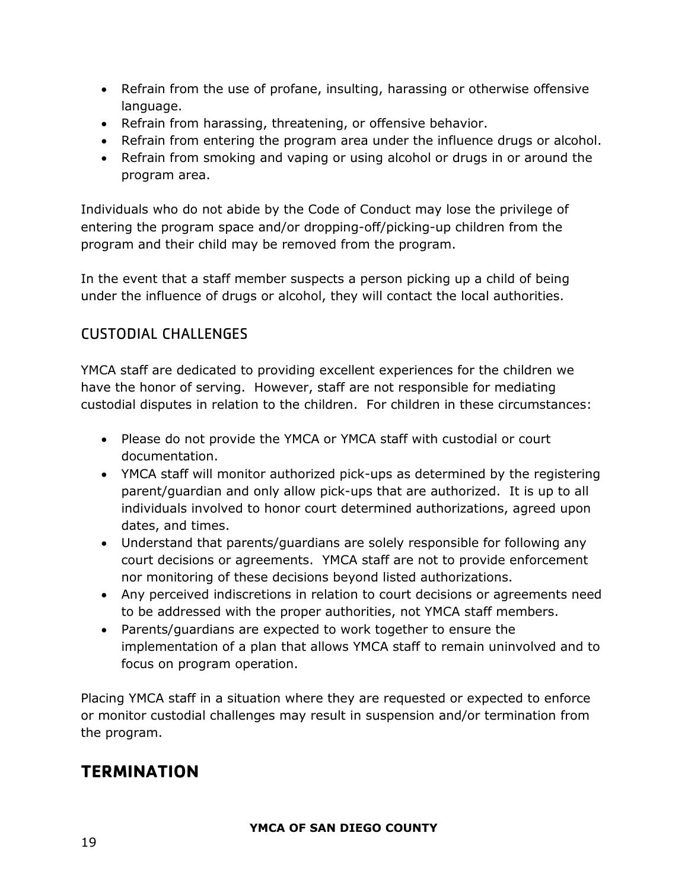- Refrain from the use of profane, insulting, harassing or otherwise offensive language.
- Refrain from harassing, threatening, or offensive behavior.
- Refrain from entering the program area under the influence drugs or alcohol.
- Refrain from smoking and vaping or using alcohol or drugs in or around the program area.

Individuals who do not abide by the Code of Conduct may lose the privilege of entering the program space and/or dropping-off/picking-up children from the program and their child may be removed from the program.

In the event that a staff member suspects a person picking up a child of being under the influence of drugs or alcohol, they will contact the local authorities.

### CUSTODIAL CHALLENGES

YMCA staff are dedicated to providing excellent experiences for the children we have the honor of serving. However, staff are not responsible for mediating custodial disputes in relation to the children. For children in these circumstances:

- Please do not provide the YMCA or YMCA staff with custodial or court documentation.
- YMCA staff will monitor authorized pick-ups as determined by the registering parent/guardian and only allow pick-ups that are authorized. It is up to all individuals involved to honor court determined authorizations, agreed upon dates, and times.
- Understand that parents/guardians are solely responsible for following any court decisions or agreements. YMCA staff are not to provide enforcement nor monitoring of these decisions beyond listed authorizations.
- Any perceived indiscretions in relation to court decisions or agreements need to be addressed with the proper authorities, not YMCA staff members.
- Parents/guardians are expected to work together to ensure the implementation of a plan that allows YMCA staff to remain uninvolved and to focus on program operation.

Placing YMCA staff in a situation where they are requested or expected to enforce or monitor custodial challenges may result in suspension and/or termination from the program.

## TERMINATION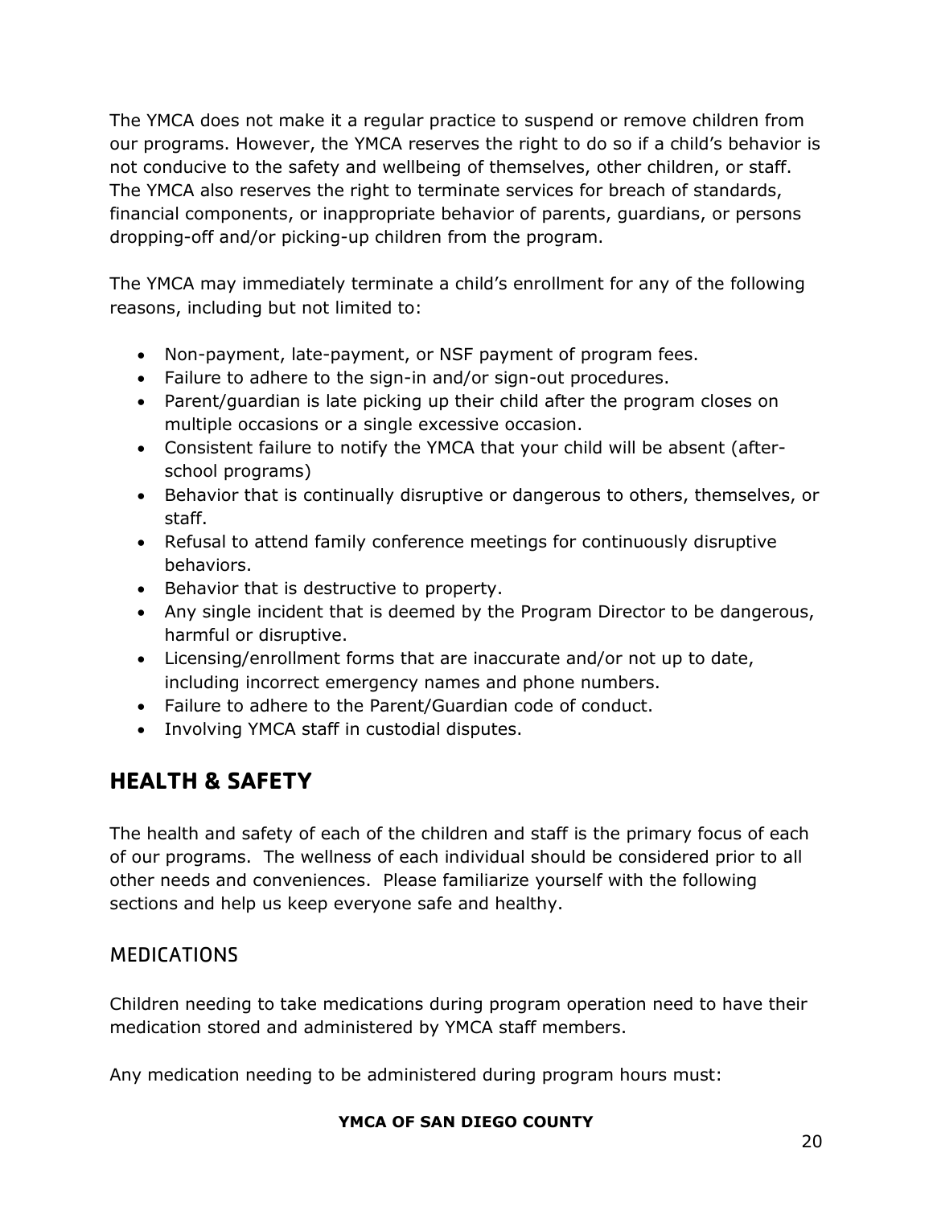The YMCA does not make it a regular practice to suspend or remove children from our programs. However, the YMCA reserves the right to do so if a child's behavior is not conducive to the safety and wellbeing of themselves, other children, or staff. The YMCA also reserves the right to terminate services for breach of standards, financial components, or inappropriate behavior of parents, guardians, or persons dropping-off and/or picking-up children from the program.

The YMCA may immediately terminate a child's enrollment for any of the following reasons, including but not limited to:

- Non-payment, late-payment, or NSF payment of program fees.
- Failure to adhere to the sign-in and/or sign-out procedures.
- Parent/guardian is late picking up their child after the program closes on multiple occasions or a single excessive occasion.
- Consistent failure to notify the YMCA that your child will be absent (after-school programs)
- Behavior that is continually disruptive or dangerous to others, themselves, or staff.
- Refusal to attend family conference meetings for continuously disruptive behaviors.
- Behavior that is destructive to property.
- Any single incident that is deemed by the Program Director to be dangerous, harmful or disruptive.
- Licensing/enrollment forms that are inaccurate and/or not up to date, including incorrect emergency names and phone numbers.
- Failure to adhere to the Parent/Guardian code of conduct.
- Involving YMCA staff in custodial disputes.

## HEALTH & SAFETY

The health and safety of each of the children and staff is the primary focus of each of our programs. The wellness of each individual should be considered prior to all other needs and conveniences. Please familiarize yourself with the following sections and help us keep everyone safe and healthy.

### MEDICATIONS

Children needing to take medications during program operation need to have their medication stored and administered by YMCA staff members.

Any medication needing to be administered during program hours must: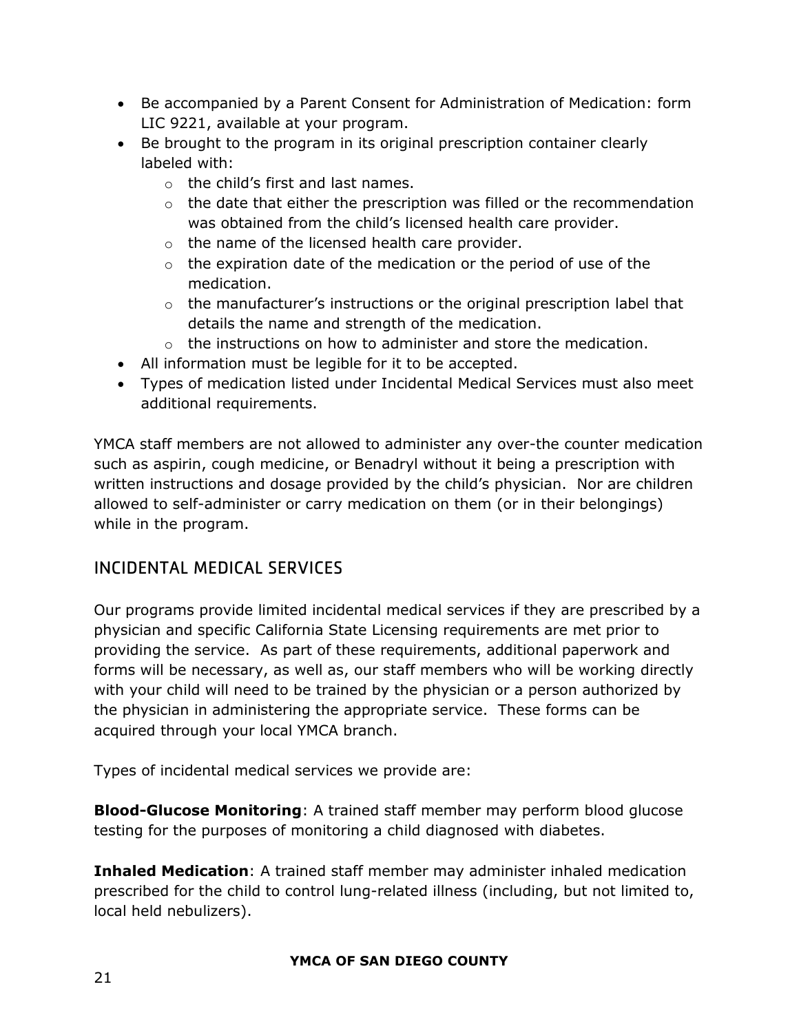- Be accompanied by a Parent Consent for Administration of Medication: form LIC 9221, available at your program.
- Be brought to the program in its original prescription container clearly labeled with:
    - the child's first and last names.
    - the date that either the prescription was filled or the recommendation was obtained from the child's licensed health care provider.
    - the name of the licensed health care provider.
    - the expiration date of the medication or the period of use of the medication.
    - the manufacturer's instructions or the original prescription label that details the name and strength of the medication.
    - the instructions on how to administer and store the medication.
- All information must be legible for it to be accepted.
- Types of medication listed under Incidental Medical Services must also meet additional requirements.

YMCA staff members are not allowed to administer any over-the counter medication such as aspirin, cough medicine, or Benadryl without it being a prescription with written instructions and dosage provided by the child's physician. Nor are children allowed to self-administer or carry medication on them (or in their belongings) while in the program.

## INCIDENTAL MEDICAL SERVICES

Our programs provide limited incidental medical services if they are prescribed by a physician and specific California State Licensing requirements are met prior to providing the service. As part of these requirements, additional paperwork and forms will be necessary, as well as, our staff members who will be working directly with your child will need to be trained by the physician or a person authorized by the physician in administering the appropriate service. These forms can be acquired through your local YMCA branch.

Types of incidental medical services we provide are:

**Blood-Glucose Monitoring**: A trained staff member may perform blood glucose testing for the purposes of monitoring a child diagnosed with diabetes.

**Inhaled Medication**: A trained staff member may administer inhaled medication prescribed for the child to control lung-related illness (including, but not limited to, local held nebulizers).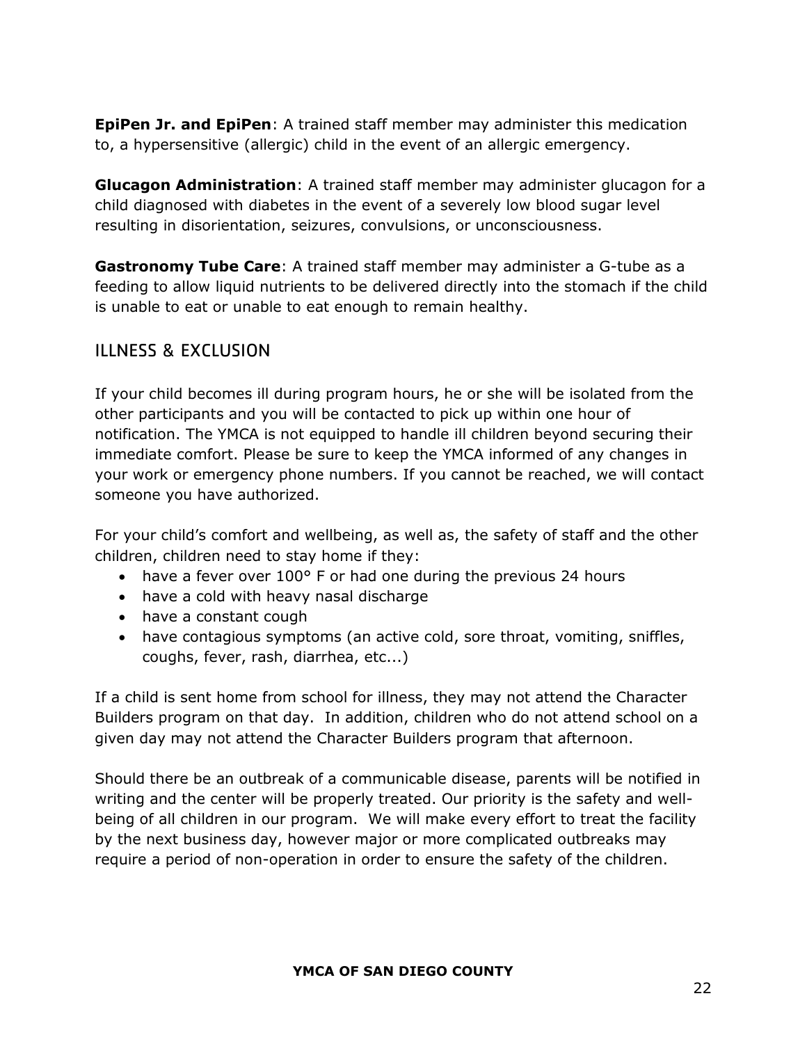**EpiPen Jr. and EpiPen**: A trained staff member may administer this medication to, a hypersensitive (allergic) child in the event of an allergic emergency.

**Glucagon Administration**: A trained staff member may administer glucagon for a child diagnosed with diabetes in the event of a severely low blood sugar level resulting in disorientation, seizures, convulsions, or unconsciousness.

**Gastronomy Tube Care**: A trained staff member may administer a G-tube as a feeding to allow liquid nutrients to be delivered directly into the stomach if the child is unable to eat or unable to eat enough to remain healthy.

## ILLNESS & EXCLUSION

If your child becomes ill during program hours, he or she will be isolated from the other participants and you will be contacted to pick up within one hour of notification. The YMCA is not equipped to handle ill children beyond securing their immediate comfort. Please be sure to keep the YMCA informed of any changes in your work or emergency phone numbers. If you cannot be reached, we will contact someone you have authorized.

For your child's comfort and wellbeing, as well as, the safety of staff and the other children, children need to stay home if they:

- have a fever over 100° F or had one during the previous 24 hours
- have a cold with heavy nasal discharge
- have a constant cough
- have contagious symptoms (an active cold, sore throat, vomiting, sniffles, coughs, fever, rash, diarrhea, etc...)

If a child is sent home from school for illness, they may not attend the Character Builders program on that day. In addition, children who do not attend school on a given day may not attend the Character Builders program that afternoon.

Should there be an outbreak of a communicable disease, parents will be notified in writing and the center will be properly treated. Our priority is the safety and well-being of all children in our program. We will make every effort to treat the facility by the next business day, however major or more complicated outbreaks may require a period of non-operation in order to ensure the safety of the children.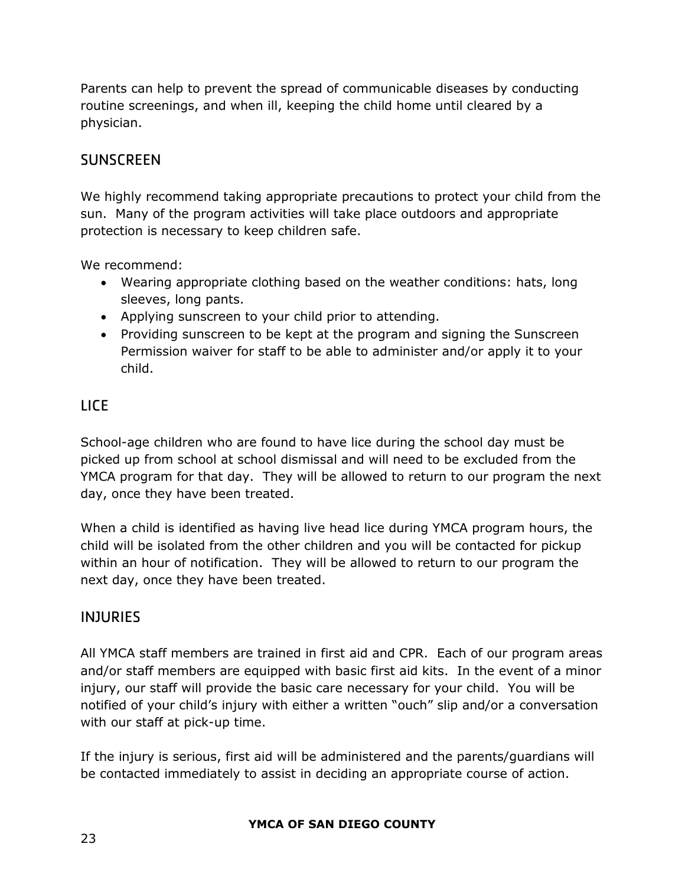Parents can help to prevent the spread of communicable diseases by conducting routine screenings, and when ill, keeping the child home until cleared by a physician.

## SUNSCREEN

We highly recommend taking appropriate precautions to protect your child from the sun. Many of the program activities will take place outdoors and appropriate protection is necessary to keep children safe.

We recommend:

- Wearing appropriate clothing based on the weather conditions: hats, long sleeves, long pants.
- Applying sunscreen to your child prior to attending.
- Providing sunscreen to be kept at the program and signing the Sunscreen Permission waiver for staff to be able to administer and/or apply it to your child.

## LICE

School-age children who are found to have lice during the school day must be picked up from school at school dismissal and will need to be excluded from the YMCA program for that day. They will be allowed to return to our program the next day, once they have been treated.

When a child is identified as having live head lice during YMCA program hours, the child will be isolated from the other children and you will be contacted for pickup within an hour of notification. They will be allowed to return to our program the next day, once they have been treated.

## INJURIES

All YMCA staff members are trained in first aid and CPR. Each of our program areas and/or staff members are equipped with basic first aid kits. In the event of a minor injury, our staff will provide the basic care necessary for your child. You will be notified of your child's injury with either a written "ouch" slip and/or a conversation with our staff at pick-up time.

If the injury is serious, first aid will be administered and the parents/guardians will be contacted immediately to assist in deciding an appropriate course of action.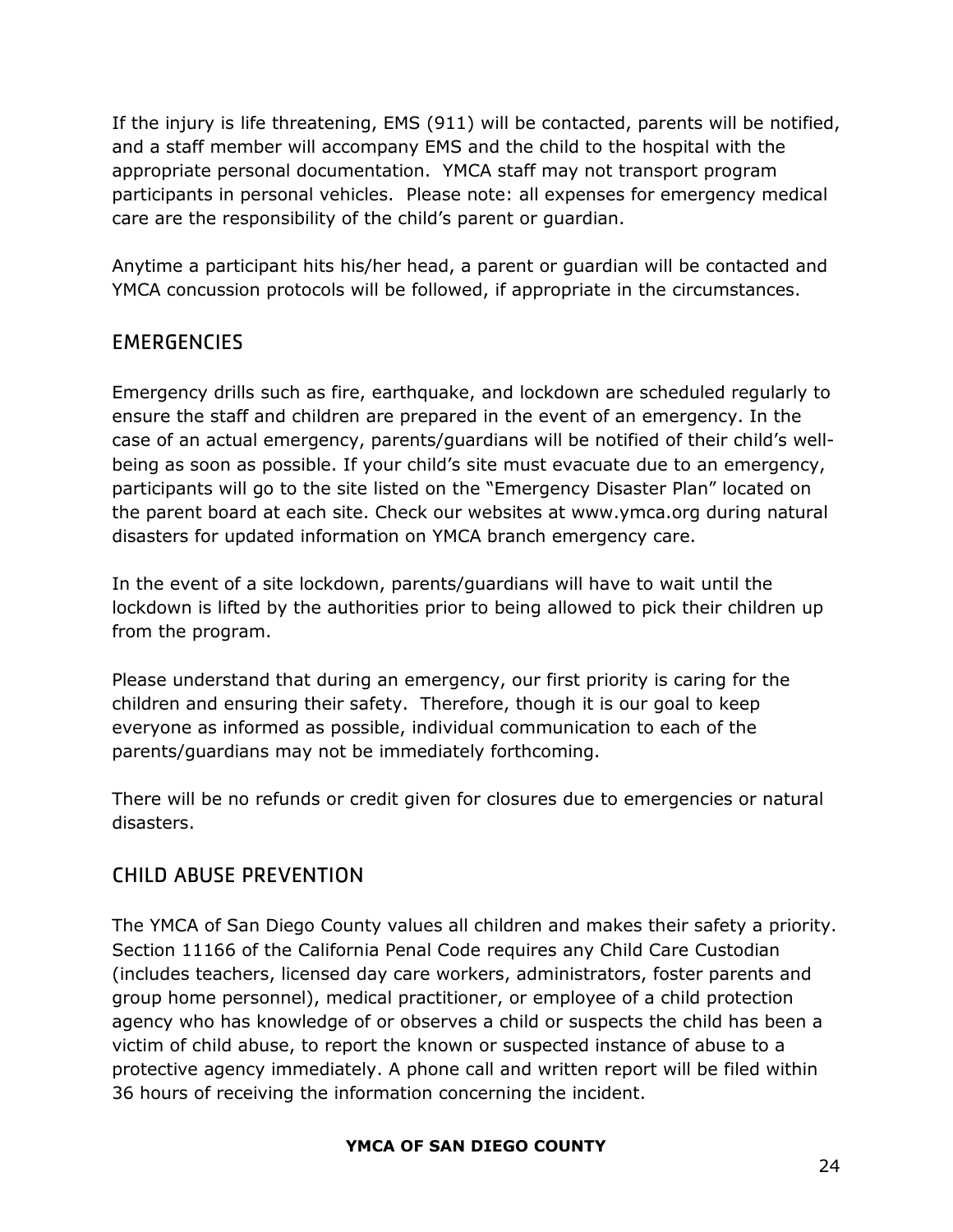If the injury is life threatening, EMS (911) will be contacted, parents will be notified, and a staff member will accompany EMS and the child to the hospital with the appropriate personal documentation. YMCA staff may not transport program participants in personal vehicles. Please note: all expenses for emergency medical care are the responsibility of the child's parent or guardian.

Anytime a participant hits his/her head, a parent or guardian will be contacted and YMCA concussion protocols will be followed, if appropriate in the circumstances.

## EMERGENCIES

Emergency drills such as fire, earthquake, and lockdown are scheduled regularly to ensure the staff and children are prepared in the event of an emergency. In the case of an actual emergency, parents/guardians will be notified of their child's well-being as soon as possible. If your child's site must evacuate due to an emergency, participants will go to the site listed on the "Emergency Disaster Plan" located on the parent board at each site. Check our websites at www.ymca.org during natural disasters for updated information on YMCA branch emergency care.

In the event of a site lockdown, parents/guardians will have to wait until the lockdown is lifted by the authorities prior to being allowed to pick their children up from the program.

Please understand that during an emergency, our first priority is caring for the children and ensuring their safety. Therefore, though it is our goal to keep everyone as informed as possible, individual communication to each of the parents/guardians may not be immediately forthcoming.

There will be no refunds or credit given for closures due to emergencies or natural disasters.

## CHILD ABUSE PREVENTION

The YMCA of San Diego County values all children and makes their safety a priority. Section 11166 of the California Penal Code requires any Child Care Custodian (includes teachers, licensed day care workers, administrators, foster parents and group home personnel), medical practitioner, or employee of a child protection agency who has knowledge of or observes a child or suspects the child has been a victim of child abuse, to report the known or suspected instance of abuse to a protective agency immediately. A phone call and written report will be filed within 36 hours of receiving the information concerning the incident.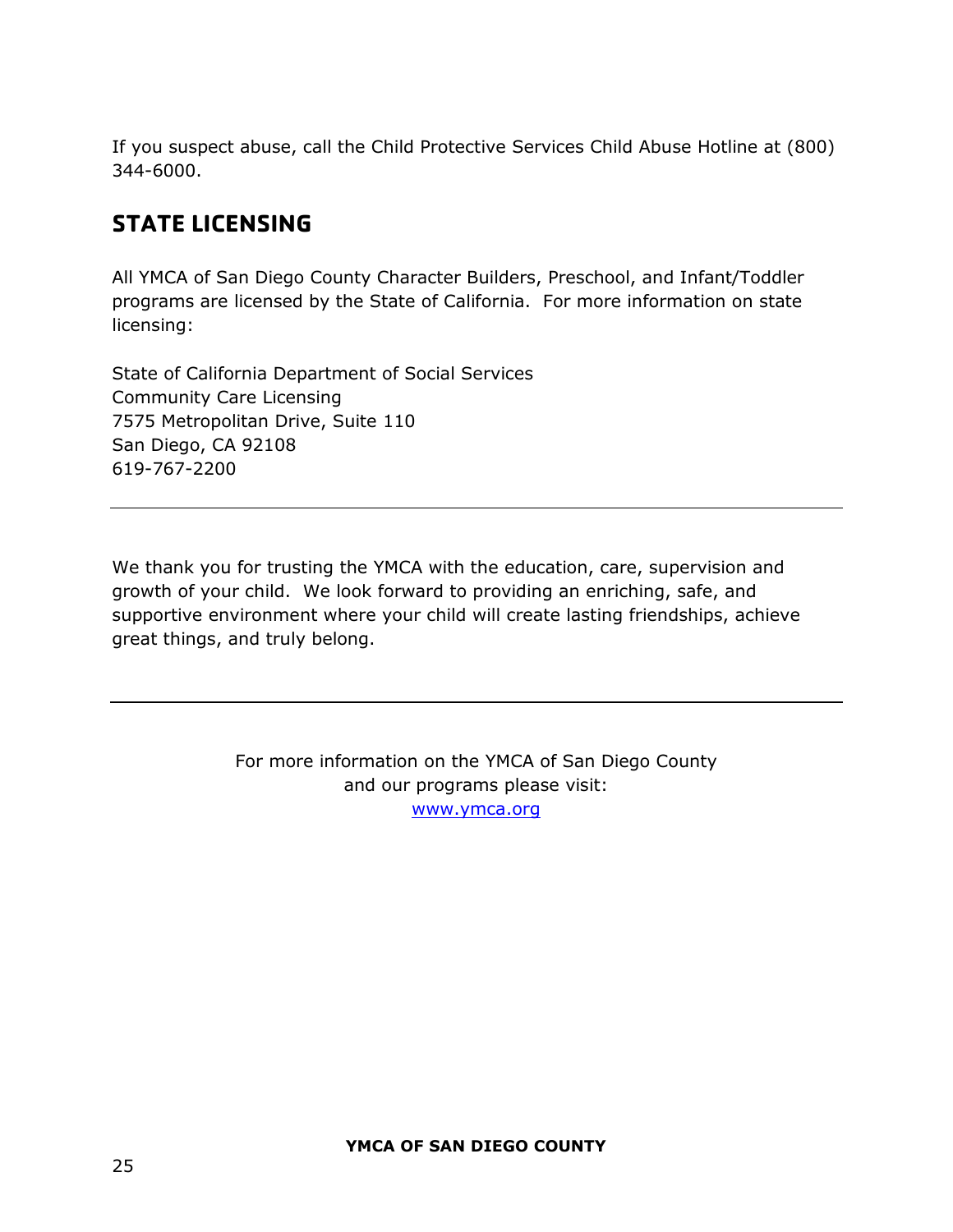If you suspect abuse, call the Child Protective Services Child Abuse Hotline at (800) 344-6000.

## STATE LICENSING

All YMCA of San Diego County Character Builders, Preschool, and Infant/Toddler programs are licensed by the State of California. For more information on state licensing:

State of California Department of Social Services
Community Care Licensing
7575 Metropolitan Drive, Suite 110
San Diego, CA 92108
619-767-2200

---

We thank you for trusting the YMCA with the education, care, supervision and growth of your child. We look forward to providing an enriching, safe, and supportive environment where your child will create lasting friendships, achieve great things, and truly belong.

---

For more information on the YMCA of San Diego County
and our programs please visit:
[www.ymca.org](http://www.ymca.org)